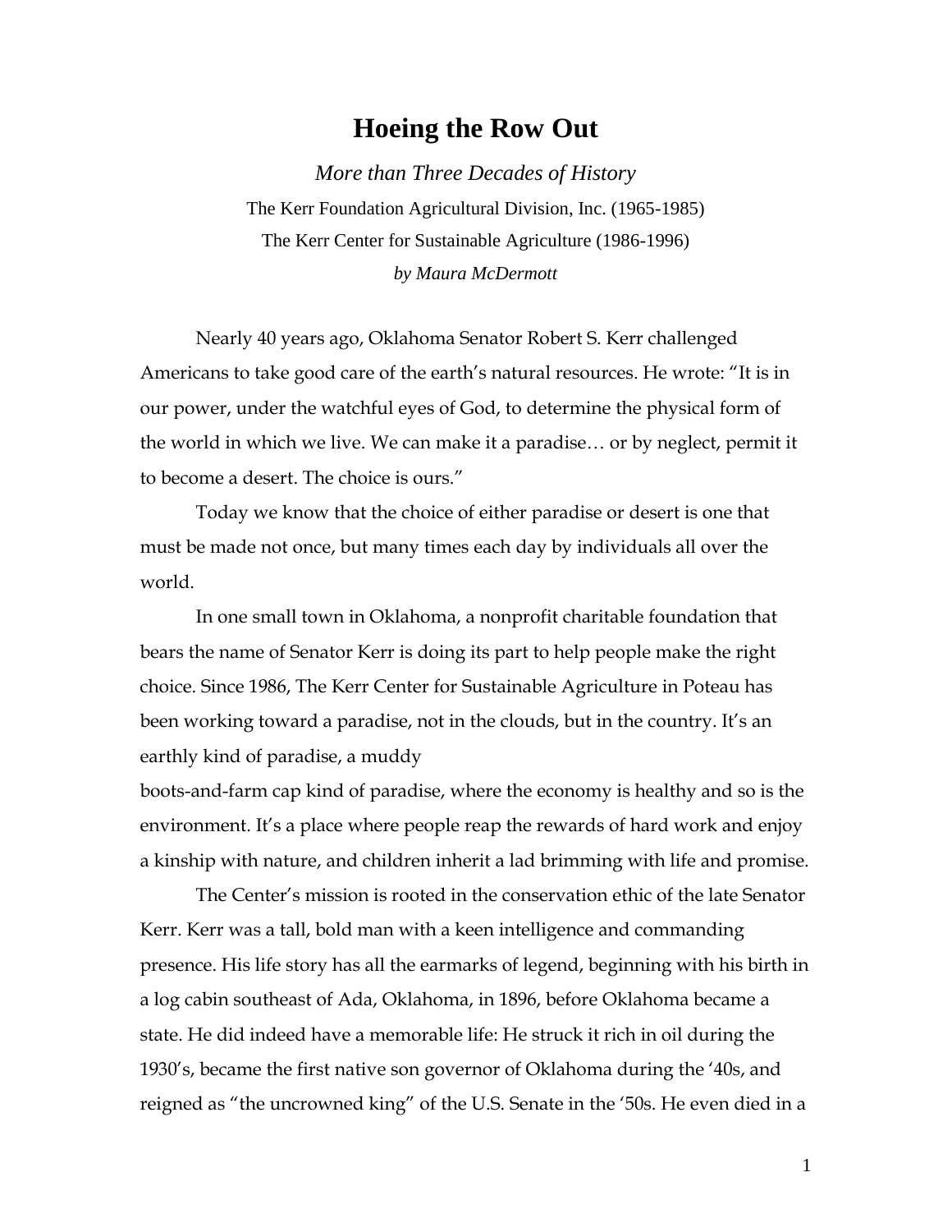# Hoeing the Row Out

*More than Three Decades of History*

The Kerr Foundation Agricultural Division, Inc. (1965-1985)

The Kerr Center for Sustainable Agriculture (1986-1996)

*by Maura McDermott*

Nearly 40 years ago, Oklahoma Senator Robert S. Kerr challenged Americans to take good care of the earth's natural resources. He wrote: "It is in our power, under the watchful eyes of God, to determine the physical form of the world in which we live. We can make it a paradise… or by neglect, permit it to become a desert. The choice is ours."

Today we know that the choice of either paradise or desert is one that must be made not once, but many times each day by individuals all over the world.

In one small town in Oklahoma, a nonprofit charitable foundation that bears the name of Senator Kerr is doing its part to help people make the right choice. Since 1986, The Kerr Center for Sustainable Agriculture in Poteau has been working toward a paradise, not in the clouds, but in the country. It's an earthly kind of paradise, a muddy boots-and-farm cap kind of paradise, where the economy is healthy and so is the environment. It's a place where people reap the rewards of hard work and enjoy a kinship with nature, and children inherit a lad brimming with life and promise.

The Center's mission is rooted in the conservation ethic of the late Senator Kerr. Kerr was a tall, bold man with a keen intelligence and commanding presence. His life story has all the earmarks of legend, beginning with his birth in a log cabin southeast of Ada, Oklahoma, in 1896, before Oklahoma became a state. He did indeed have a memorable life: He struck it rich in oil during the 1930's, became the first native son governor of Oklahoma during the '40s, and reigned as "the uncrowned king" of the U.S. Senate in the '50s. He even died in a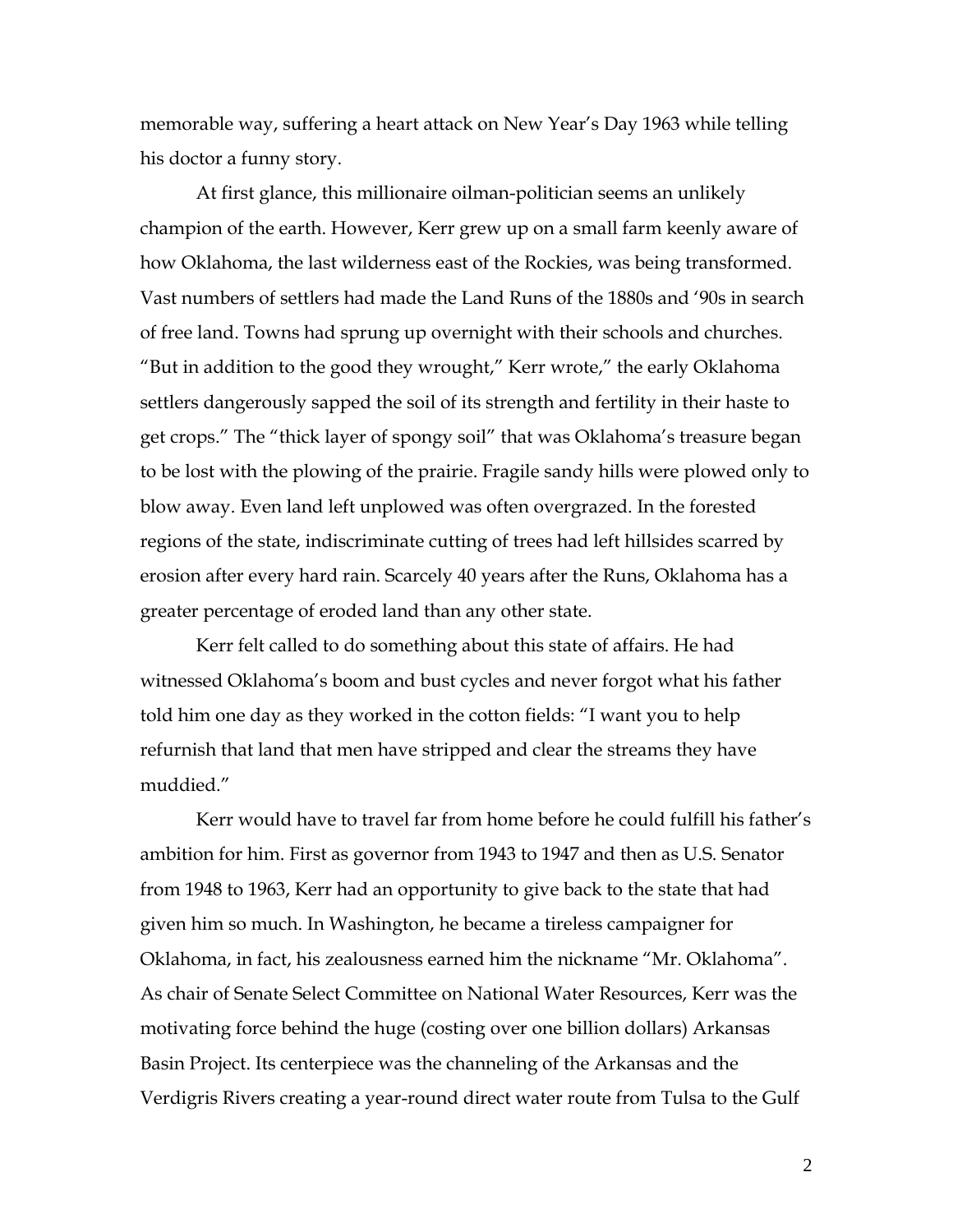memorable way, suffering a heart attack on New Year's Day 1963 while telling his doctor a funny story.

At first glance, this millionaire oilman-politician seems an unlikely champion of the earth. However, Kerr grew up on a small farm keenly aware of how Oklahoma, the last wilderness east of the Rockies, was being transformed. Vast numbers of settlers had made the Land Runs of the 1880s and '90s in search of free land. Towns had sprung up overnight with their schools and churches. "But in addition to the good they wrought," Kerr wrote," the early Oklahoma settlers dangerously sapped the soil of its strength and fertility in their haste to get crops." The "thick layer of spongy soil" that was Oklahoma's treasure began to be lost with the plowing of the prairie. Fragile sandy hills were plowed only to blow away. Even land left unplowed was often overgrazed. In the forested regions of the state, indiscriminate cutting of trees had left hillsides scarred by erosion after every hard rain. Scarcely 40 years after the Runs, Oklahoma has a greater percentage of eroded land than any other state.

Kerr felt called to do something about this state of affairs. He had witnessed Oklahoma's boom and bust cycles and never forgot what his father told him one day as they worked in the cotton fields: "I want you to help refurnish that land that men have stripped and clear the streams they have muddied."

Kerr would have to travel far from home before he could fulfill his father's ambition for him. First as governor from 1943 to 1947 and then as U.S. Senator from 1948 to 1963, Kerr had an opportunity to give back to the state that had given him so much. In Washington, he became a tireless campaigner for Oklahoma, in fact, his zealousness earned him the nickname "Mr. Oklahoma". As chair of Senate Select Committee on National Water Resources, Kerr was the motivating force behind the huge (costing over one billion dollars) Arkansas Basin Project. Its centerpiece was the channeling of the Arkansas and the Verdigris Rivers creating a year-round direct water route from Tulsa to the Gulf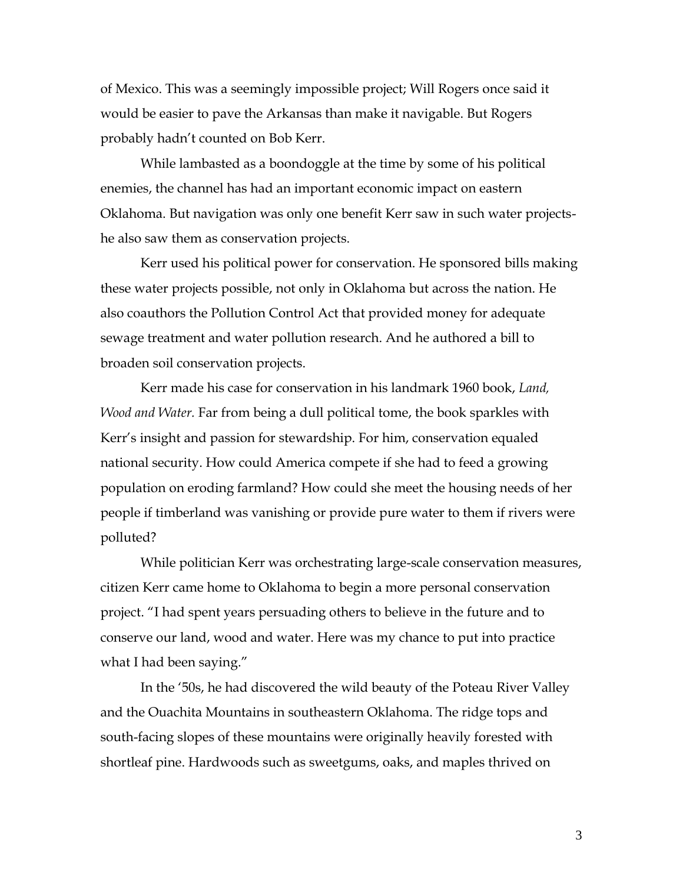of Mexico. This was a seemingly impossible project; Will Rogers once said it would be easier to pave the Arkansas than make it navigable. But Rogers probably hadn't counted on Bob Kerr.

While lambasted as a boondoggle at the time by some of his political enemies, the channel has had an important economic impact on eastern Oklahoma. But navigation was only one benefit Kerr saw in such water projects-he also saw them as conservation projects.

Kerr used his political power for conservation. He sponsored bills making these water projects possible, not only in Oklahoma but across the nation. He also coauthors the Pollution Control Act that provided money for adequate sewage treatment and water pollution research. And he authored a bill to broaden soil conservation projects.

Kerr made his case for conservation in his landmark 1960 book, *Land, Wood and Water.* Far from being a dull political tome, the book sparkles with Kerr's insight and passion for stewardship. For him, conservation equaled national security. How could America compete if she had to feed a growing population on eroding farmland? How could she meet the housing needs of her people if timberland was vanishing or provide pure water to them if rivers were polluted?

While politician Kerr was orchestrating large-scale conservation measures, citizen Kerr came home to Oklahoma to begin a more personal conservation project. "I had spent years persuading others to believe in the future and to conserve our land, wood and water. Here was my chance to put into practice what I had been saying."

In the '50s, he had discovered the wild beauty of the Poteau River Valley and the Ouachita Mountains in southeastern Oklahoma. The ridge tops and south-facing slopes of these mountains were originally heavily forested with shortleaf pine. Hardwoods such as sweetgums, oaks, and maples thrived on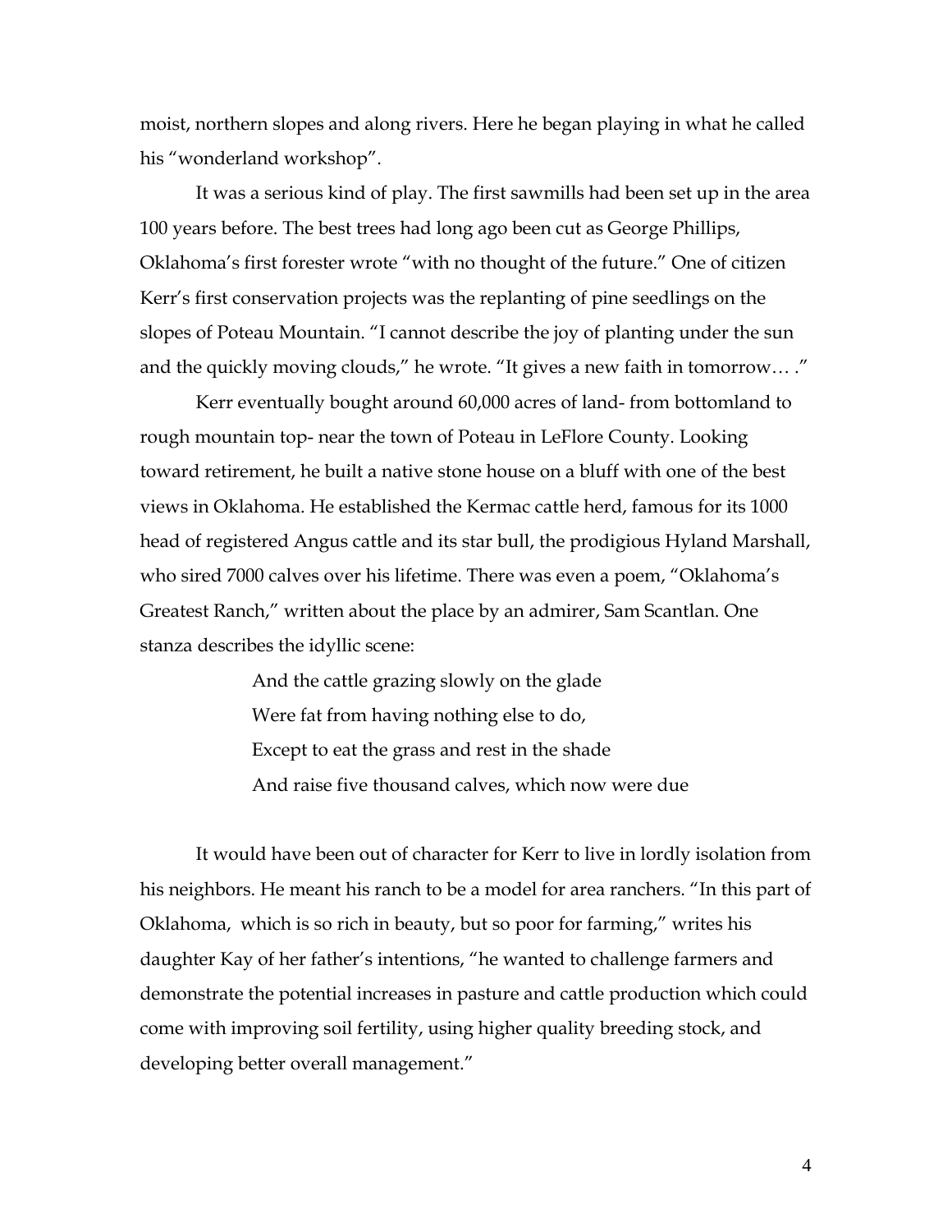moist, northern slopes and along rivers. Here he began playing in what he called his "wonderland workshop".

It was a serious kind of play. The first sawmills had been set up in the area 100 years before. The best trees had long ago been cut as George Phillips, Oklahoma's first forester wrote "with no thought of the future." One of citizen Kerr's first conservation projects was the replanting of pine seedlings on the slopes of Poteau Mountain. "I cannot describe the joy of planting under the sun and the quickly moving clouds," he wrote. "It gives a new faith in tomorrow… ."

Kerr eventually bought around 60,000 acres of land- from bottomland to rough mountain top- near the town of Poteau in LeFlore County. Looking toward retirement, he built a native stone house on a bluff with one of the best views in Oklahoma. He established the Kermac cattle herd, famous for its 1000 head of registered Angus cattle and its star bull, the prodigious Hyland Marshall, who sired 7000 calves over his lifetime. There was even a poem, "Oklahoma's Greatest Ranch," written about the place by an admirer, Sam Scantlan. One stanza describes the idyllic scene:

> And the cattle grazing slowly on the glade
> Were fat from having nothing else to do,
> Except to eat the grass and rest in the shade
> And raise five thousand calves, which now were due

It would have been out of character for Kerr to live in lordly isolation from his neighbors. He meant his ranch to be a model for area ranchers. "In this part of Oklahoma, which is so rich in beauty, but so poor for farming," writes his daughter Kay of her father's intentions, "he wanted to challenge farmers and demonstrate the potential increases in pasture and cattle production which could come with improving soil fertility, using higher quality breeding stock, and developing better overall management."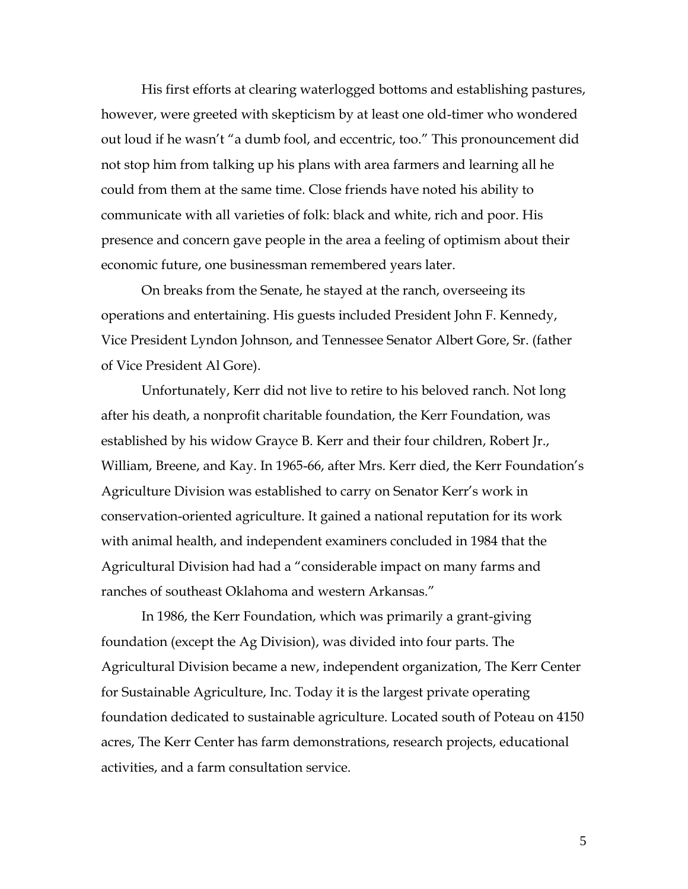His first efforts at clearing waterlogged bottoms and establishing pastures, however, were greeted with skepticism by at least one old-timer who wondered out loud if he wasn't "a dumb fool, and eccentric, too." This pronouncement did not stop him from talking up his plans with area farmers and learning all he could from them at the same time. Close friends have noted his ability to communicate with all varieties of folk: black and white, rich and poor. His presence and concern gave people in the area a feeling of optimism about their economic future, one businessman remembered years later.

On breaks from the Senate, he stayed at the ranch, overseeing its operations and entertaining. His guests included President John F. Kennedy, Vice President Lyndon Johnson, and Tennessee Senator Albert Gore, Sr. (father of Vice President Al Gore).

Unfortunately, Kerr did not live to retire to his beloved ranch. Not long after his death, a nonprofit charitable foundation, the Kerr Foundation, was established by his widow Grayce B. Kerr and their four children, Robert Jr., William, Breene, and Kay. In 1965-66, after Mrs. Kerr died, the Kerr Foundation's Agriculture Division was established to carry on Senator Kerr's work in conservation-oriented agriculture. It gained a national reputation for its work with animal health, and independent examiners concluded in 1984 that the Agricultural Division had had a "considerable impact on many farms and ranches of southeast Oklahoma and western Arkansas."

In 1986, the Kerr Foundation, which was primarily a grant-giving foundation (except the Ag Division), was divided into four parts. The Agricultural Division became a new, independent organization, The Kerr Center for Sustainable Agriculture, Inc. Today it is the largest private operating foundation dedicated to sustainable agriculture. Located south of Poteau on 4150 acres, The Kerr Center has farm demonstrations, research projects, educational activities, and a farm consultation service.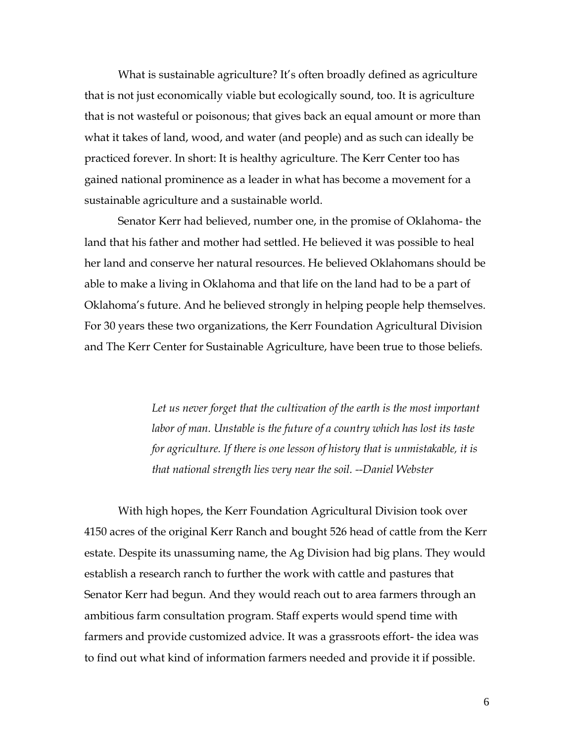What is sustainable agriculture? It's often broadly defined as agriculture that is not just economically viable but ecologically sound, too. It is agriculture that is not wasteful or poisonous; that gives back an equal amount or more than what it takes of land, wood, and water (and people) and as such can ideally be practiced forever. In short: It is healthy agriculture. The Kerr Center too has gained national prominence as a leader in what has become a movement for a sustainable agriculture and a sustainable world.

Senator Kerr had believed, number one, in the promise of Oklahoma- the land that his father and mother had settled. He believed it was possible to heal her land and conserve her natural resources. He believed Oklahomans should be able to make a living in Oklahoma and that life on the land had to be a part of Oklahoma's future. And he believed strongly in helping people help themselves. For 30 years these two organizations, the Kerr Foundation Agricultural Division and The Kerr Center for Sustainable Agriculture, have been true to those beliefs.

> *Let us never forget that the cultivation of the earth is the most important labor of man. Unstable is the future of a country which has lost its taste for agriculture. If there is one lesson of history that is unmistakable, it is that national strength lies very near the soil. --Daniel Webster*

With high hopes, the Kerr Foundation Agricultural Division took over 4150 acres of the original Kerr Ranch and bought 526 head of cattle from the Kerr estate. Despite its unassuming name, the Ag Division had big plans. They would establish a research ranch to further the work with cattle and pastures that Senator Kerr had begun. And they would reach out to area farmers through an ambitious farm consultation program. Staff experts would spend time with farmers and provide customized advice. It was a grassroots effort- the idea was to find out what kind of information farmers needed and provide it if possible.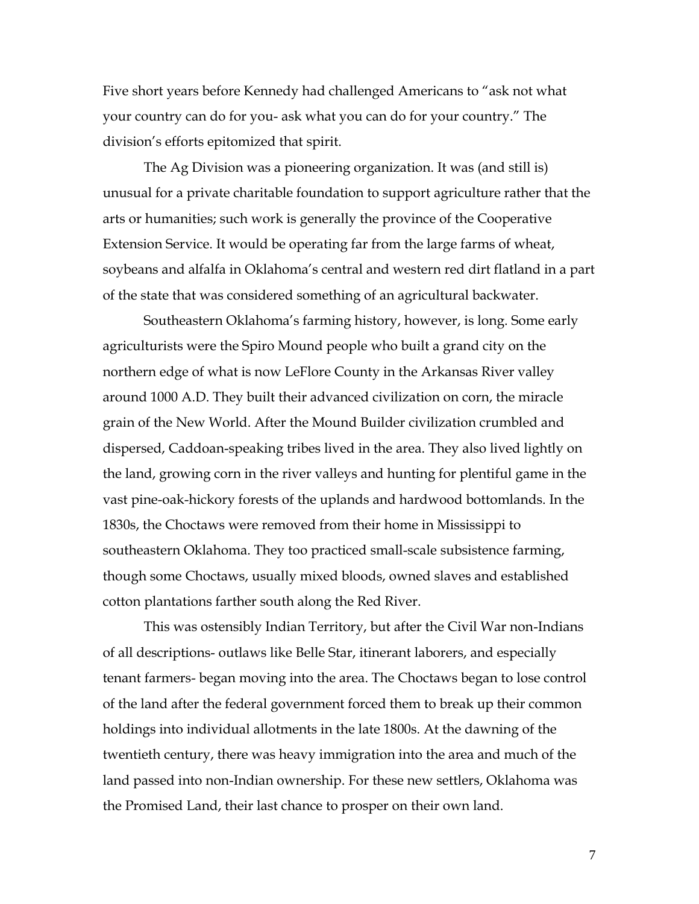Five short years before Kennedy had challenged Americans to "ask not what your country can do for you- ask what you can do for your country." The division's efforts epitomized that spirit.

The Ag Division was a pioneering organization. It was (and still is) unusual for a private charitable foundation to support agriculture rather that the arts or humanities; such work is generally the province of the Cooperative Extension Service. It would be operating far from the large farms of wheat, soybeans and alfalfa in Oklahoma's central and western red dirt flatland in a part of the state that was considered something of an agricultural backwater.

Southeastern Oklahoma's farming history, however, is long. Some early agriculturists were the Spiro Mound people who built a grand city on the northern edge of what is now LeFlore County in the Arkansas River valley around 1000 A.D. They built their advanced civilization on corn, the miracle grain of the New World. After the Mound Builder civilization crumbled and dispersed, Caddoan-speaking tribes lived in the area. They also lived lightly on the land, growing corn in the river valleys and hunting for plentiful game in the vast pine-oak-hickory forests of the uplands and hardwood bottomlands. In the 1830s, the Choctaws were removed from their home in Mississippi to southeastern Oklahoma. They too practiced small-scale subsistence farming, though some Choctaws, usually mixed bloods, owned slaves and established cotton plantations farther south along the Red River.

This was ostensibly Indian Territory, but after the Civil War non-Indians of all descriptions- outlaws like Belle Star, itinerant laborers, and especially tenant farmers- began moving into the area. The Choctaws began to lose control of the land after the federal government forced them to break up their common holdings into individual allotments in the late 1800s. At the dawning of the twentieth century, there was heavy immigration into the area and much of the land passed into non-Indian ownership. For these new settlers, Oklahoma was the Promised Land, their last chance to prosper on their own land.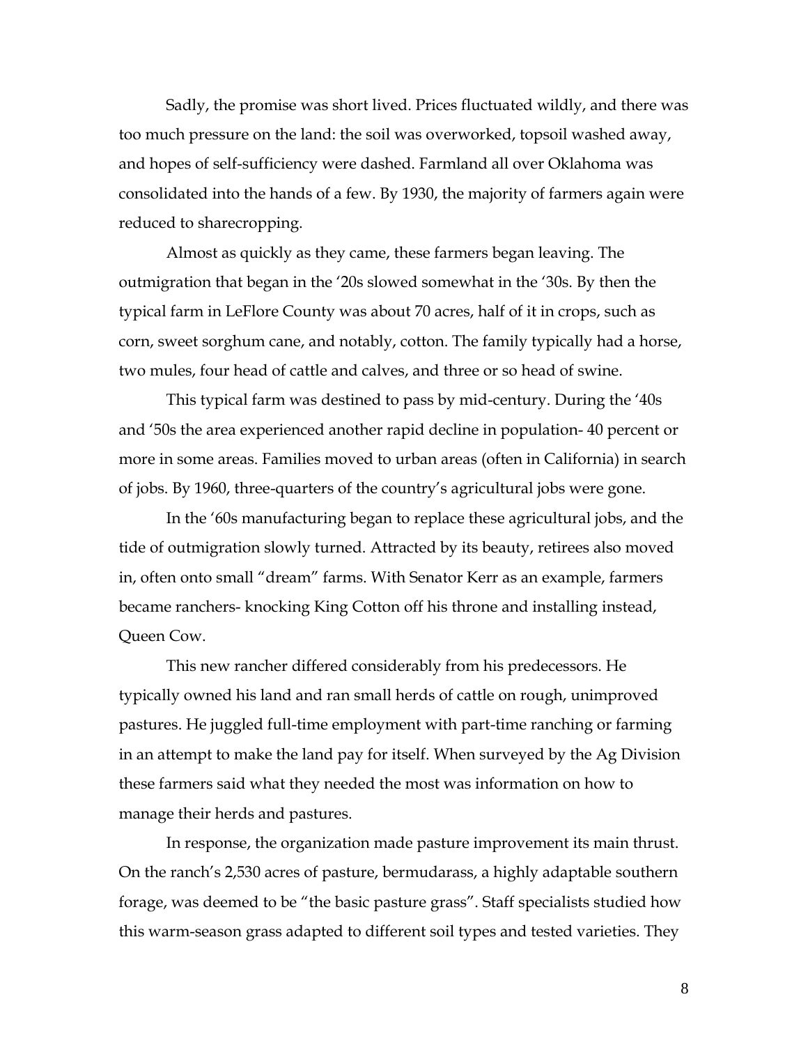Sadly, the promise was short lived. Prices fluctuated wildly, and there was too much pressure on the land: the soil was overworked, topsoil washed away, and hopes of self-sufficiency were dashed. Farmland all over Oklahoma was consolidated into the hands of a few. By 1930, the majority of farmers again were reduced to sharecropping.

Almost as quickly as they came, these farmers began leaving. The outmigration that began in the '20s slowed somewhat in the '30s. By then the typical farm in LeFlore County was about 70 acres, half of it in crops, such as corn, sweet sorghum cane, and notably, cotton. The family typically had a horse, two mules, four head of cattle and calves, and three or so head of swine.

This typical farm was destined to pass by mid-century. During the '40s and '50s the area experienced another rapid decline in population- 40 percent or more in some areas. Families moved to urban areas (often in California) in search of jobs. By 1960, three-quarters of the country's agricultural jobs were gone.

In the '60s manufacturing began to replace these agricultural jobs, and the tide of outmigration slowly turned. Attracted by its beauty, retirees also moved in, often onto small "dream" farms. With Senator Kerr as an example, farmers became ranchers- knocking King Cotton off his throne and installing instead, Queen Cow.

This new rancher differed considerably from his predecessors. He typically owned his land and ran small herds of cattle on rough, unimproved pastures. He juggled full-time employment with part-time ranching or farming in an attempt to make the land pay for itself. When surveyed by the Ag Division these farmers said what they needed the most was information on how to manage their herds and pastures.

In response, the organization made pasture improvement its main thrust. On the ranch's 2,530 acres of pasture, bermudarass, a highly adaptable southern forage, was deemed to be "the basic pasture grass". Staff specialists studied how this warm-season grass adapted to different soil types and tested varieties. They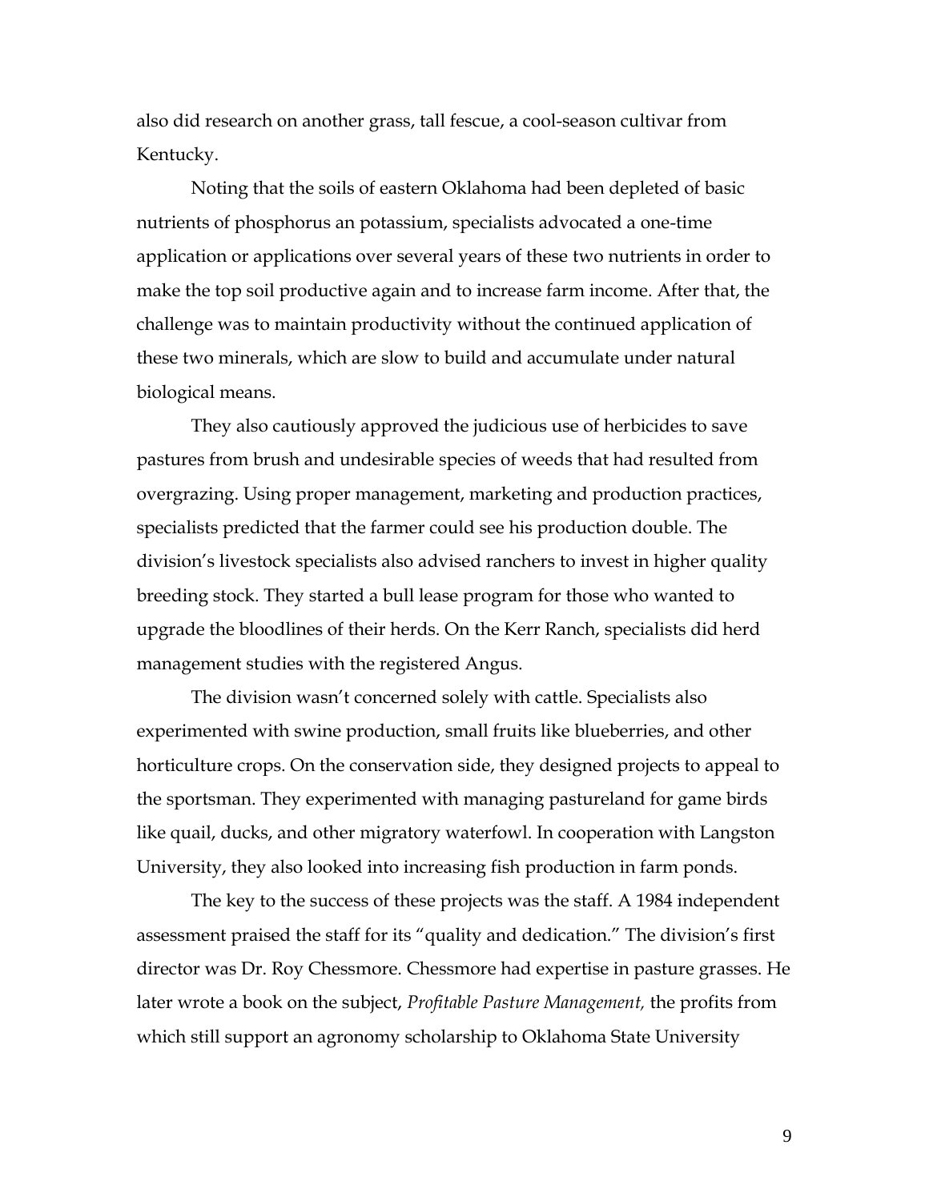also did research on another grass, tall fescue, a cool-season cultivar from Kentucky.

Noting that the soils of eastern Oklahoma had been depleted of basic nutrients of phosphorus an potassium, specialists advocated a one-time application or applications over several years of these two nutrients in order to make the top soil productive again and to increase farm income. After that, the challenge was to maintain productivity without the continued application of these two minerals, which are slow to build and accumulate under natural biological means.

They also cautiously approved the judicious use of herbicides to save pastures from brush and undesirable species of weeds that had resulted from overgrazing. Using proper management, marketing and production practices, specialists predicted that the farmer could see his production double. The division's livestock specialists also advised ranchers to invest in higher quality breeding stock. They started a bull lease program for those who wanted to upgrade the bloodlines of their herds. On the Kerr Ranch, specialists did herd management studies with the registered Angus.

The division wasn't concerned solely with cattle. Specialists also experimented with swine production, small fruits like blueberries, and other horticulture crops. On the conservation side, they designed projects to appeal to the sportsman. They experimented with managing pastureland for game birds like quail, ducks, and other migratory waterfowl. In cooperation with Langston University, they also looked into increasing fish production in farm ponds.

The key to the success of these projects was the staff. A 1984 independent assessment praised the staff for its "quality and dedication." The division's first director was Dr. Roy Chessmore. Chessmore had expertise in pasture grasses. He later wrote a book on the subject, *Profitable Pasture Management,* the profits from which still support an agronomy scholarship to Oklahoma State University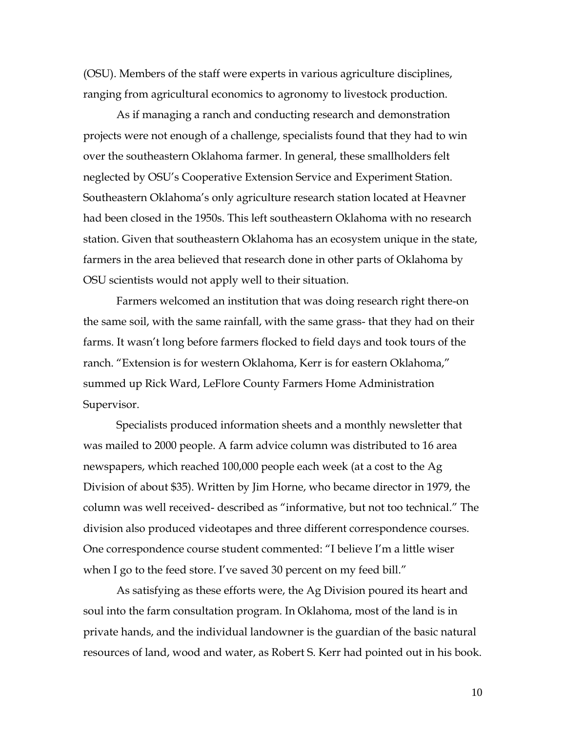(OSU). Members of the staff were experts in various agriculture disciplines, ranging from agricultural economics to agronomy to livestock production.

As if managing a ranch and conducting research and demonstration projects were not enough of a challenge, specialists found that they had to win over the southeastern Oklahoma farmer. In general, these smallholders felt neglected by OSU's Cooperative Extension Service and Experiment Station. Southeastern Oklahoma's only agriculture research station located at Heavner had been closed in the 1950s. This left southeastern Oklahoma with no research station. Given that southeastern Oklahoma has an ecosystem unique in the state, farmers in the area believed that research done in other parts of Oklahoma by OSU scientists would not apply well to their situation.

Farmers welcomed an institution that was doing research right there-on the same soil, with the same rainfall, with the same grass- that they had on their farms. It wasn't long before farmers flocked to field days and took tours of the ranch. "Extension is for western Oklahoma, Kerr is for eastern Oklahoma," summed up Rick Ward, LeFlore County Farmers Home Administration Supervisor.

Specialists produced information sheets and a monthly newsletter that was mailed to 2000 people. A farm advice column was distributed to 16 area newspapers, which reached 100,000 people each week (at a cost to the Ag Division of about $35). Written by Jim Horne, who became director in 1979, the column was well received- described as "informative, but not too technical." The division also produced videotapes and three different correspondence courses. One correspondence course student commented: "I believe I'm a little wiser when I go to the feed store. I've saved 30 percent on my feed bill."

As satisfying as these efforts were, the Ag Division poured its heart and soul into the farm consultation program. In Oklahoma, most of the land is in private hands, and the individual landowner is the guardian of the basic natural resources of land, wood and water, as Robert S. Kerr had pointed out in his book.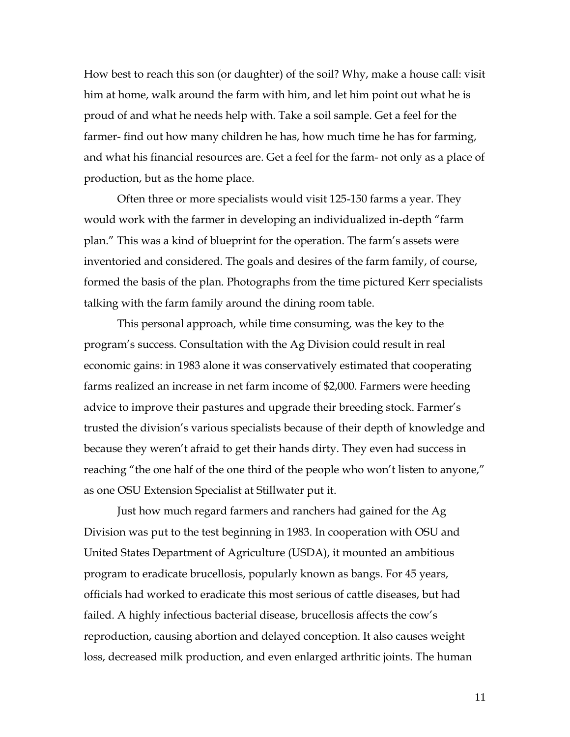How best to reach this son (or daughter) of the soil? Why, make a house call: visit him at home, walk around the farm with him, and let him point out what he is proud of and what he needs help with. Take a soil sample. Get a feel for the farmer- find out how many children he has, how much time he has for farming, and what his financial resources are. Get a feel for the farm- not only as a place of production, but as the home place.

Often three or more specialists would visit 125-150 farms a year. They would work with the farmer in developing an individualized in-depth "farm plan." This was a kind of blueprint for the operation. The farm's assets were inventoried and considered. The goals and desires of the farm family, of course, formed the basis of the plan. Photographs from the time pictured Kerr specialists talking with the farm family around the dining room table.

This personal approach, while time consuming, was the key to the program's success. Consultation with the Ag Division could result in real economic gains: in 1983 alone it was conservatively estimated that cooperating farms realized an increase in net farm income of $2,000. Farmers were heeding advice to improve their pastures and upgrade their breeding stock. Farmer's trusted the division's various specialists because of their depth of knowledge and because they weren't afraid to get their hands dirty. They even had success in reaching "the one half of the one third of the people who won't listen to anyone," as one OSU Extension Specialist at Stillwater put it.

Just how much regard farmers and ranchers had gained for the Ag Division was put to the test beginning in 1983. In cooperation with OSU and United States Department of Agriculture (USDA), it mounted an ambitious program to eradicate brucellosis, popularly known as bangs. For 45 years, officials had worked to eradicate this most serious of cattle diseases, but had failed. A highly infectious bacterial disease, brucellosis affects the cow's reproduction, causing abortion and delayed conception. It also causes weight loss, decreased milk production, and even enlarged arthritic joints. The human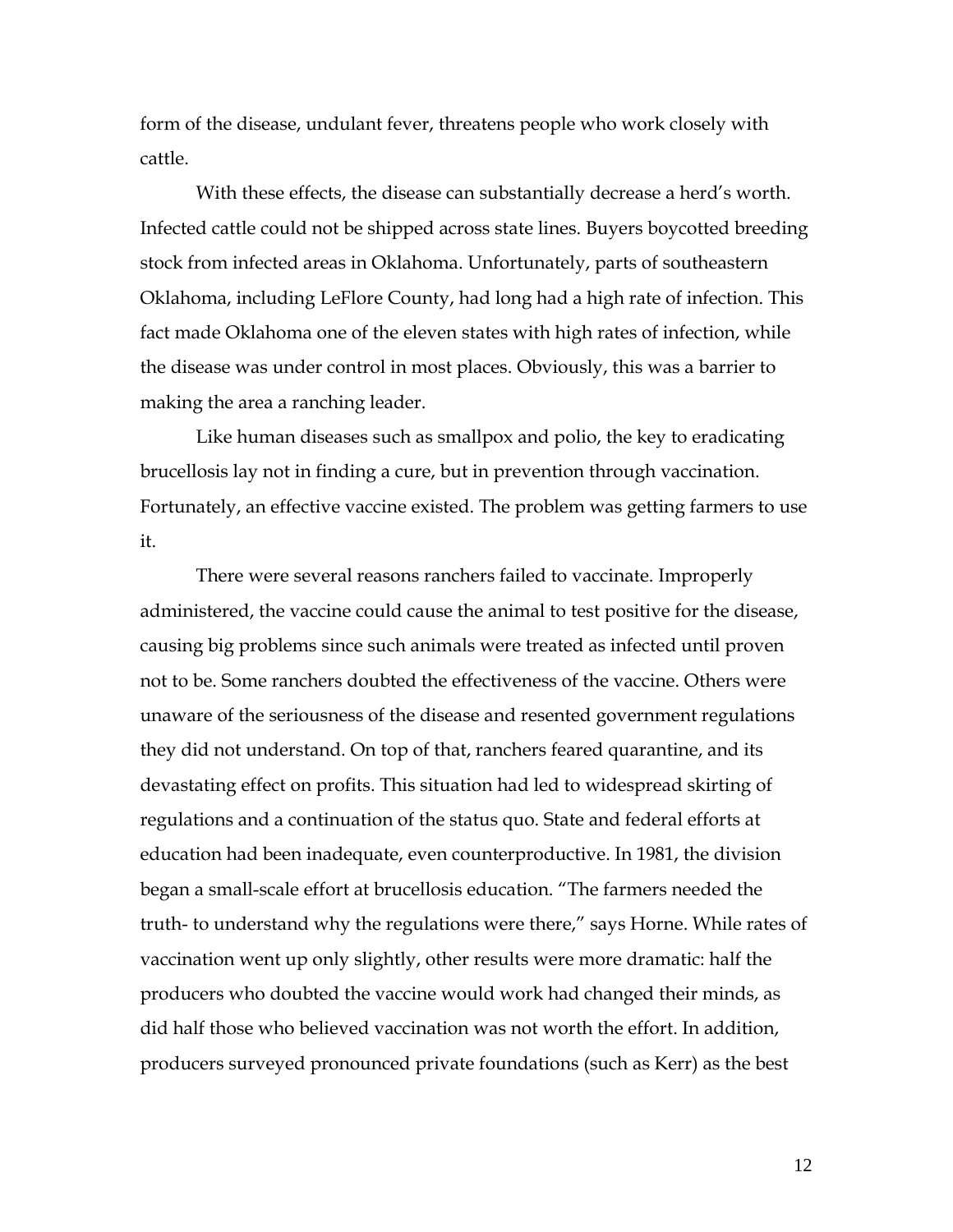form of the disease, undulant fever, threatens people who work closely with cattle.

With these effects, the disease can substantially decrease a herd's worth. Infected cattle could not be shipped across state lines. Buyers boycotted breeding stock from infected areas in Oklahoma. Unfortunately, parts of southeastern Oklahoma, including LeFlore County, had long had a high rate of infection. This fact made Oklahoma one of the eleven states with high rates of infection, while the disease was under control in most places. Obviously, this was a barrier to making the area a ranching leader.

Like human diseases such as smallpox and polio, the key to eradicating brucellosis lay not in finding a cure, but in prevention through vaccination. Fortunately, an effective vaccine existed. The problem was getting farmers to use it.

There were several reasons ranchers failed to vaccinate. Improperly administered, the vaccine could cause the animal to test positive for the disease, causing big problems since such animals were treated as infected until proven not to be. Some ranchers doubted the effectiveness of the vaccine. Others were unaware of the seriousness of the disease and resented government regulations they did not understand. On top of that, ranchers feared quarantine, and its devastating effect on profits. This situation had led to widespread skirting of regulations and a continuation of the status quo. State and federal efforts at education had been inadequate, even counterproductive. In 1981, the division began a small-scale effort at brucellosis education. "The farmers needed the truth- to understand why the regulations were there," says Horne. While rates of vaccination went up only slightly, other results were more dramatic: half the producers who doubted the vaccine would work had changed their minds, as did half those who believed vaccination was not worth the effort. In addition, producers surveyed pronounced private foundations (such as Kerr) as the best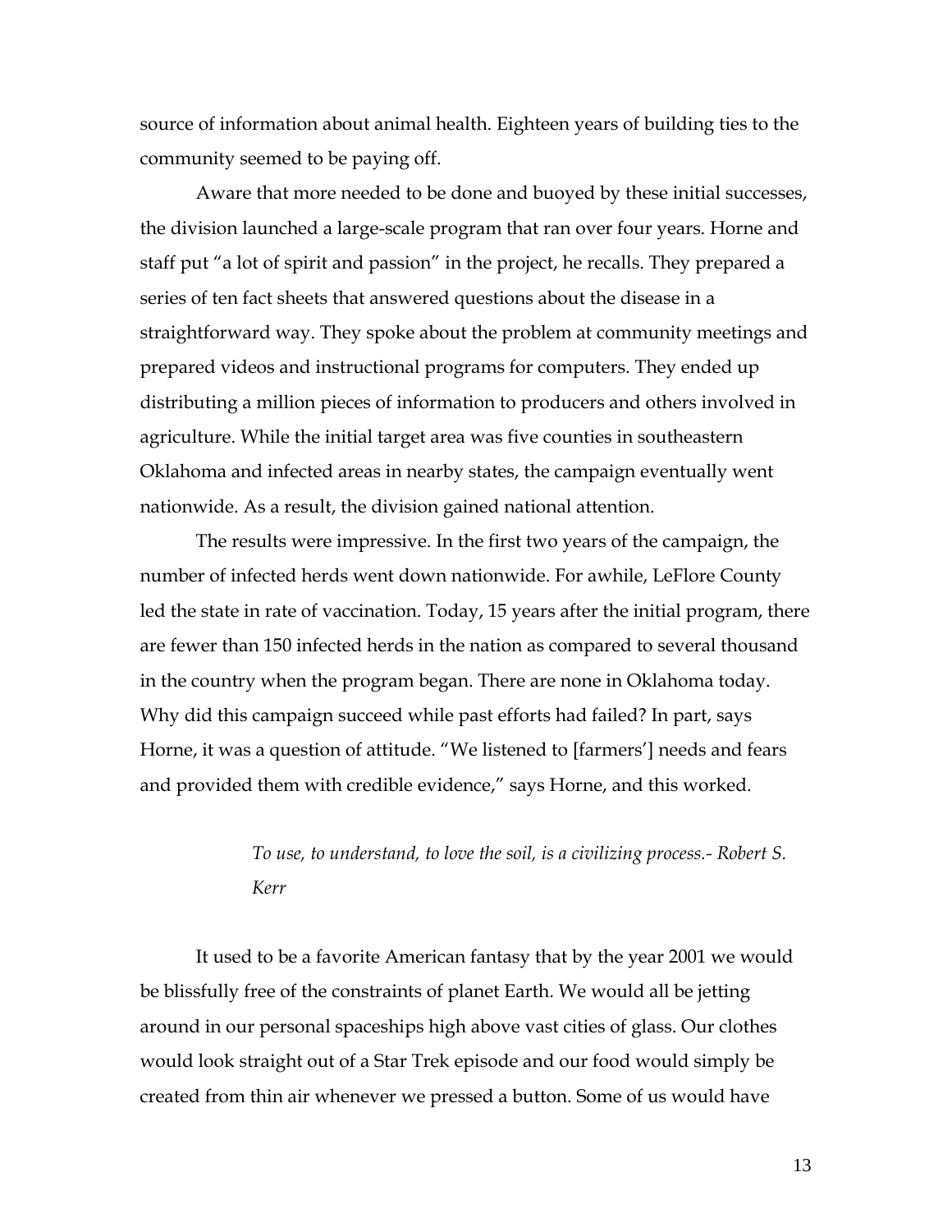source of information about animal health. Eighteen years of building ties to the community seemed to be paying off.

Aware that more needed to be done and buoyed by these initial successes, the division launched a large-scale program that ran over four years. Horne and staff put "a lot of spirit and passion" in the project, he recalls. They prepared a series of ten fact sheets that answered questions about the disease in a straightforward way. They spoke about the problem at community meetings and prepared videos and instructional programs for computers. They ended up distributing a million pieces of information to producers and others involved in agriculture. While the initial target area was five counties in southeastern Oklahoma and infected areas in nearby states, the campaign eventually went nationwide. As a result, the division gained national attention.

The results were impressive. In the first two years of the campaign, the number of infected herds went down nationwide. For awhile, LeFlore County led the state in rate of vaccination. Today, 15 years after the initial program, there are fewer than 150 infected herds in the nation as compared to several thousand in the country when the program began. There are none in Oklahoma today. Why did this campaign succeed while past efforts had failed? In part, says Horne, it was a question of attitude. "We listened to [farmers'] needs and fears and provided them with credible evidence," says Horne, and this worked.

> *To use, to understand, to love the soil, is a civilizing process.- Robert S. Kerr*

It used to be a favorite American fantasy that by the year 2001 we would be blissfully free of the constraints of planet Earth. We would all be jetting around in our personal spaceships high above vast cities of glass. Our clothes would look straight out of a Star Trek episode and our food would simply be created from thin air whenever we pressed a button. Some of us would have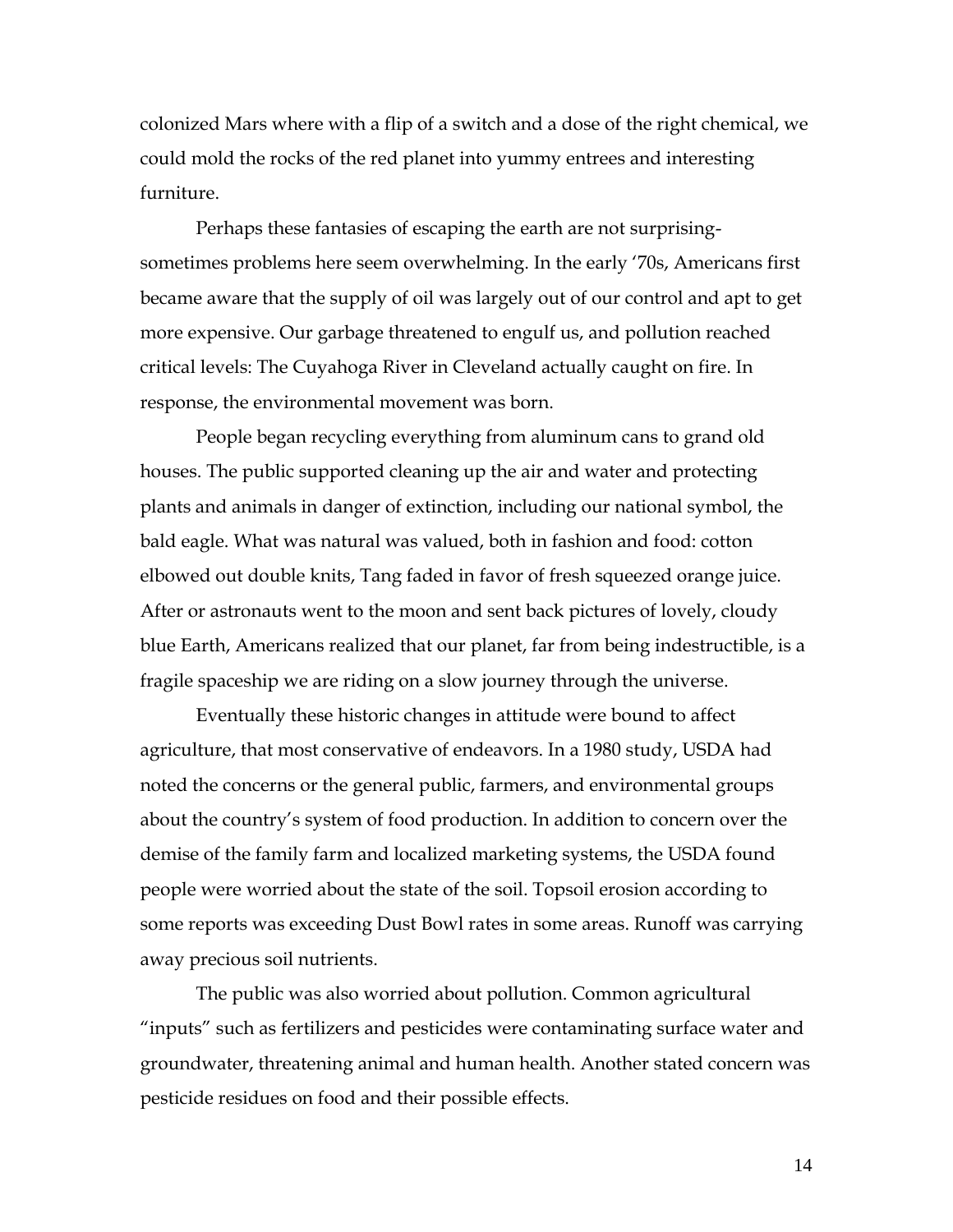colonized Mars where with a flip of a switch and a dose of the right chemical, we could mold the rocks of the red planet into yummy entrees and interesting furniture.

Perhaps these fantasies of escaping the earth are not surprising- sometimes problems here seem overwhelming. In the early '70s, Americans first became aware that the supply of oil was largely out of our control and apt to get more expensive. Our garbage threatened to engulf us, and pollution reached critical levels: The Cuyahoga River in Cleveland actually caught on fire. In response, the environmental movement was born.

People began recycling everything from aluminum cans to grand old houses. The public supported cleaning up the air and water and protecting plants and animals in danger of extinction, including our national symbol, the bald eagle. What was natural was valued, both in fashion and food: cotton elbowed out double knits, Tang faded in favor of fresh squeezed orange juice. After or astronauts went to the moon and sent back pictures of lovely, cloudy blue Earth, Americans realized that our planet, far from being indestructible, is a fragile spaceship we are riding on a slow journey through the universe.

Eventually these historic changes in attitude were bound to affect agriculture, that most conservative of endeavors. In a 1980 study, USDA had noted the concerns or the general public, farmers, and environmental groups about the country's system of food production. In addition to concern over the demise of the family farm and localized marketing systems, the USDA found people were worried about the state of the soil. Topsoil erosion according to some reports was exceeding Dust Bowl rates in some areas. Runoff was carrying away precious soil nutrients.

The public was also worried about pollution. Common agricultural "inputs" such as fertilizers and pesticides were contaminating surface water and groundwater, threatening animal and human health. Another stated concern was pesticide residues on food and their possible effects.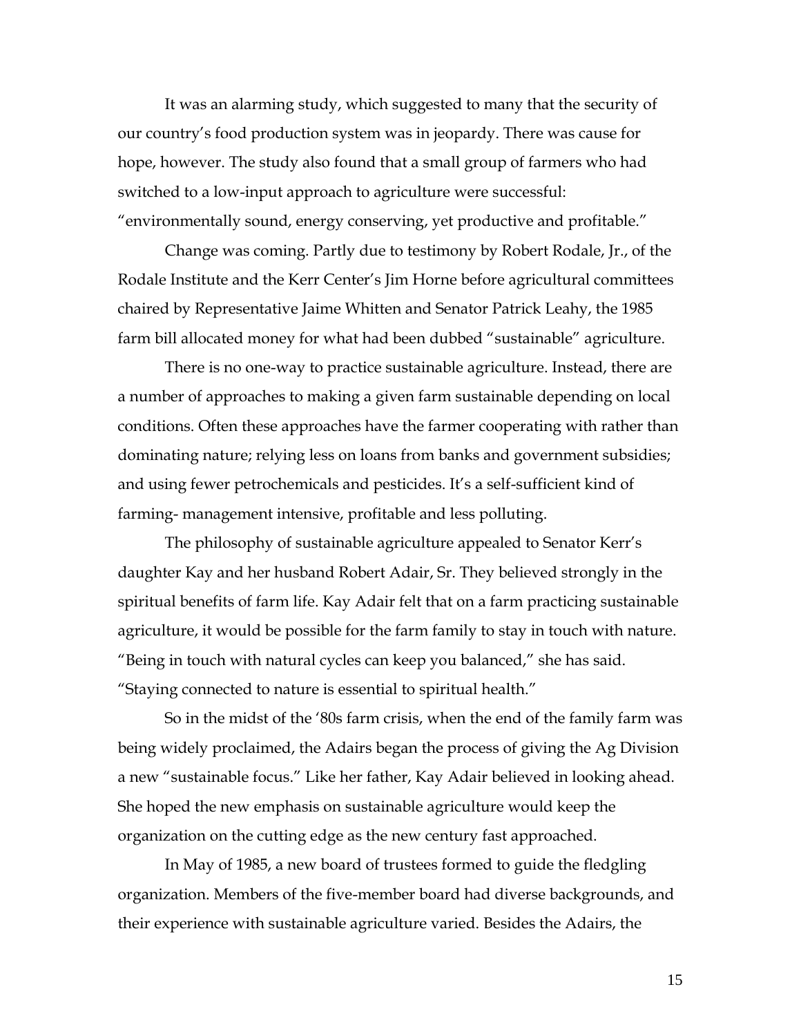It was an alarming study, which suggested to many that the security of our country's food production system was in jeopardy. There was cause for hope, however. The study also found that a small group of farmers who had switched to a low-input approach to agriculture were successful: "environmentally sound, energy conserving, yet productive and profitable."

Change was coming. Partly due to testimony by Robert Rodale, Jr., of the Rodale Institute and the Kerr Center's Jim Horne before agricultural committees chaired by Representative Jaime Whitten and Senator Patrick Leahy, the 1985 farm bill allocated money for what had been dubbed "sustainable" agriculture.

There is no one-way to practice sustainable agriculture. Instead, there are a number of approaches to making a given farm sustainable depending on local conditions. Often these approaches have the farmer cooperating with rather than dominating nature; relying less on loans from banks and government subsidies; and using fewer petrochemicals and pesticides. It's a self-sufficient kind of farming- management intensive, profitable and less polluting.

The philosophy of sustainable agriculture appealed to Senator Kerr's daughter Kay and her husband Robert Adair, Sr. They believed strongly in the spiritual benefits of farm life. Kay Adair felt that on a farm practicing sustainable agriculture, it would be possible for the farm family to stay in touch with nature. "Being in touch with natural cycles can keep you balanced," she has said. "Staying connected to nature is essential to spiritual health."

So in the midst of the '80s farm crisis, when the end of the family farm was being widely proclaimed, the Adairs began the process of giving the Ag Division a new "sustainable focus." Like her father, Kay Adair believed in looking ahead. She hoped the new emphasis on sustainable agriculture would keep the organization on the cutting edge as the new century fast approached.

In May of 1985, a new board of trustees formed to guide the fledgling organization. Members of the five-member board had diverse backgrounds, and their experience with sustainable agriculture varied. Besides the Adairs, the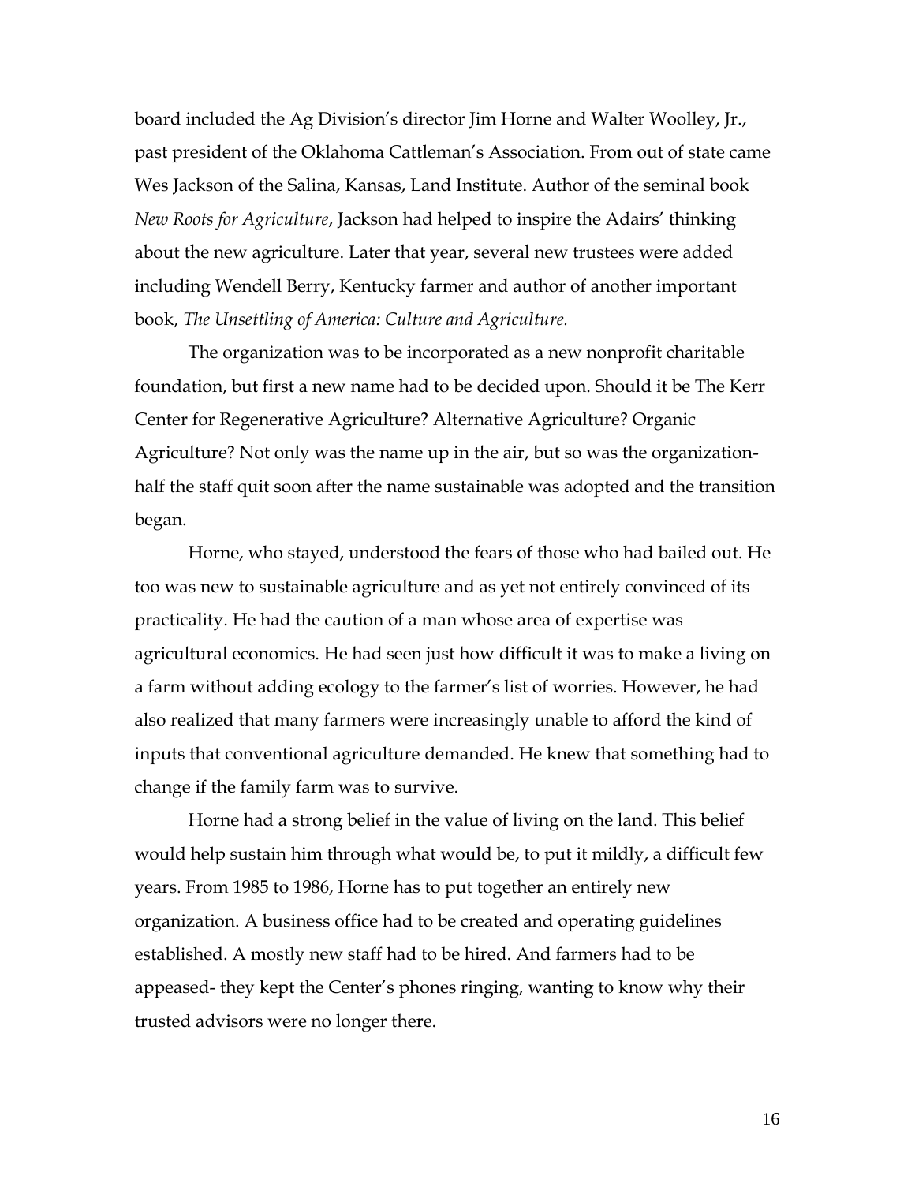board included the Ag Division's director Jim Horne and Walter Woolley, Jr., past president of the Oklahoma Cattleman's Association. From out of state came Wes Jackson of the Salina, Kansas, Land Institute. Author of the seminal book *New Roots for Agriculture*, Jackson had helped to inspire the Adairs' thinking about the new agriculture. Later that year, several new trustees were added including Wendell Berry, Kentucky farmer and author of another important book, *The Unsettling of America: Culture and Agriculture.*

The organization was to be incorporated as a new nonprofit charitable foundation, but first a new name had to be decided upon. Should it be The Kerr Center for Regenerative Agriculture? Alternative Agriculture? Organic Agriculture? Not only was the name up in the air, but so was the organization-half the staff quit soon after the name sustainable was adopted and the transition began.

Horne, who stayed, understood the fears of those who had bailed out. He too was new to sustainable agriculture and as yet not entirely convinced of its practicality. He had the caution of a man whose area of expertise was agricultural economics. He had seen just how difficult it was to make a living on a farm without adding ecology to the farmer's list of worries. However, he had also realized that many farmers were increasingly unable to afford the kind of inputs that conventional agriculture demanded. He knew that something had to change if the family farm was to survive.

Horne had a strong belief in the value of living on the land. This belief would help sustain him through what would be, to put it mildly, a difficult few years. From 1985 to 1986, Horne has to put together an entirely new organization. A business office had to be created and operating guidelines established. A mostly new staff had to be hired. And farmers had to be appeased- they kept the Center's phones ringing, wanting to know why their trusted advisors were no longer there.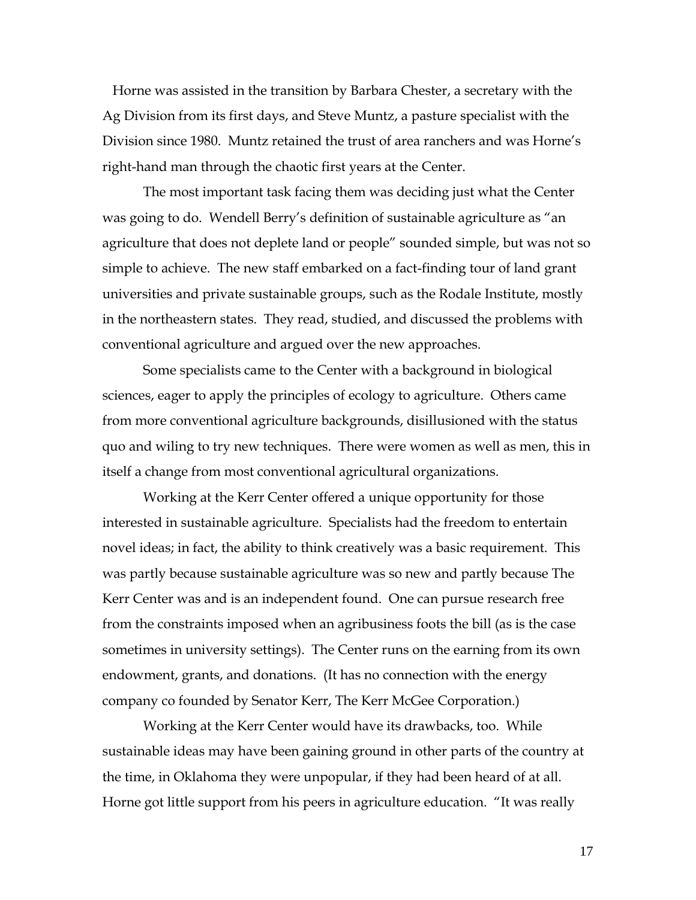Horne was assisted in the transition by Barbara Chester, a secretary with the Ag Division from its first days, and Steve Muntz, a pasture specialist with the Division since 1980. Muntz retained the trust of area ranchers and was Horne's right-hand man through the chaotic first years at the Center.

The most important task facing them was deciding just what the Center was going to do. Wendell Berry's definition of sustainable agriculture as "an agriculture that does not deplete land or people" sounded simple, but was not so simple to achieve. The new staff embarked on a fact-finding tour of land grant universities and private sustainable groups, such as the Rodale Institute, mostly in the northeastern states. They read, studied, and discussed the problems with conventional agriculture and argued over the new approaches.

Some specialists came to the Center with a background in biological sciences, eager to apply the principles of ecology to agriculture. Others came from more conventional agriculture backgrounds, disillusioned with the status quo and wiling to try new techniques. There were women as well as men, this in itself a change from most conventional agricultural organizations.

Working at the Kerr Center offered a unique opportunity for those interested in sustainable agriculture. Specialists had the freedom to entertain novel ideas; in fact, the ability to think creatively was a basic requirement. This was partly because sustainable agriculture was so new and partly because The Kerr Center was and is an independent found. One can pursue research free from the constraints imposed when an agribusiness foots the bill (as is the case sometimes in university settings). The Center runs on the earning from its own endowment, grants, and donations. (It has no connection with the energy company co founded by Senator Kerr, The Kerr McGee Corporation.)

Working at the Kerr Center would have its drawbacks, too. While sustainable ideas may have been gaining ground in other parts of the country at the time, in Oklahoma they were unpopular, if they had been heard of at all. Horne got little support from his peers in agriculture education. "It was really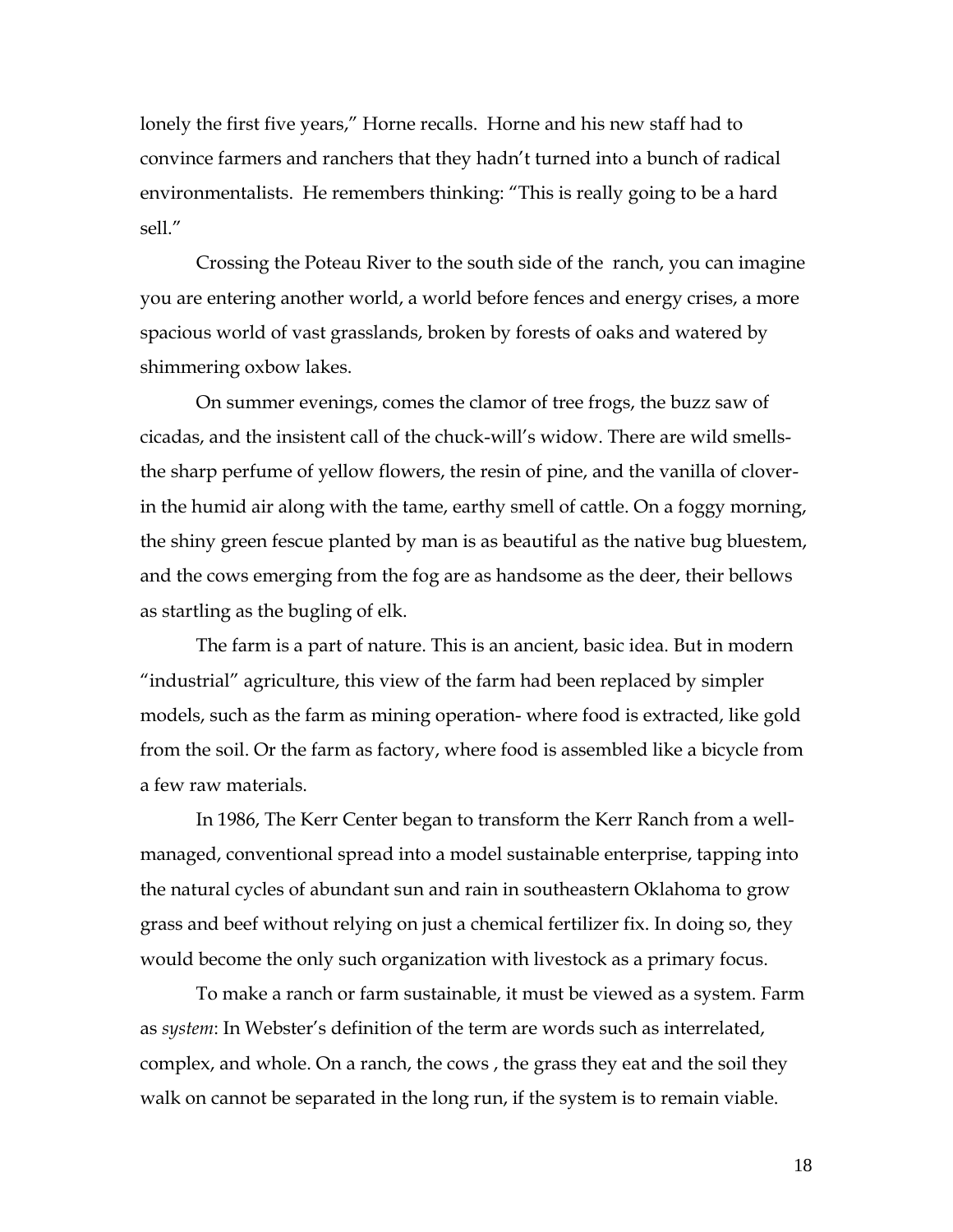lonely the first five years," Horne recalls. Horne and his new staff had to convince farmers and ranchers that they hadn't turned into a bunch of radical environmentalists. He remembers thinking: "This is really going to be a hard sell."

Crossing the Poteau River to the south side of the ranch, you can imagine you are entering another world, a world before fences and energy crises, a more spacious world of vast grasslands, broken by forests of oaks and watered by shimmering oxbow lakes.

On summer evenings, comes the clamor of tree frogs, the buzz saw of cicadas, and the insistent call of the chuck-will's widow. There are wild smells- the sharp perfume of yellow flowers, the resin of pine, and the vanilla of clover- in the humid air along with the tame, earthy smell of cattle. On a foggy morning, the shiny green fescue planted by man is as beautiful as the native bug bluestem, and the cows emerging from the fog are as handsome as the deer, their bellows as startling as the bugling of elk.

The farm is a part of nature. This is an ancient, basic idea. But in modern "industrial" agriculture, this view of the farm had been replaced by simpler models, such as the farm as mining operation- where food is extracted, like gold from the soil. Or the farm as factory, where food is assembled like a bicycle from a few raw materials.

In 1986, The Kerr Center began to transform the Kerr Ranch from a well-managed, conventional spread into a model sustainable enterprise, tapping into the natural cycles of abundant sun and rain in southeastern Oklahoma to grow grass and beef without relying on just a chemical fertilizer fix. In doing so, they would become the only such organization with livestock as a primary focus.

To make a ranch or farm sustainable, it must be viewed as a system. Farm as *system*: In Webster's definition of the term are words such as interrelated, complex, and whole. On a ranch, the cows , the grass they eat and the soil they walk on cannot be separated in the long run, if the system is to remain viable.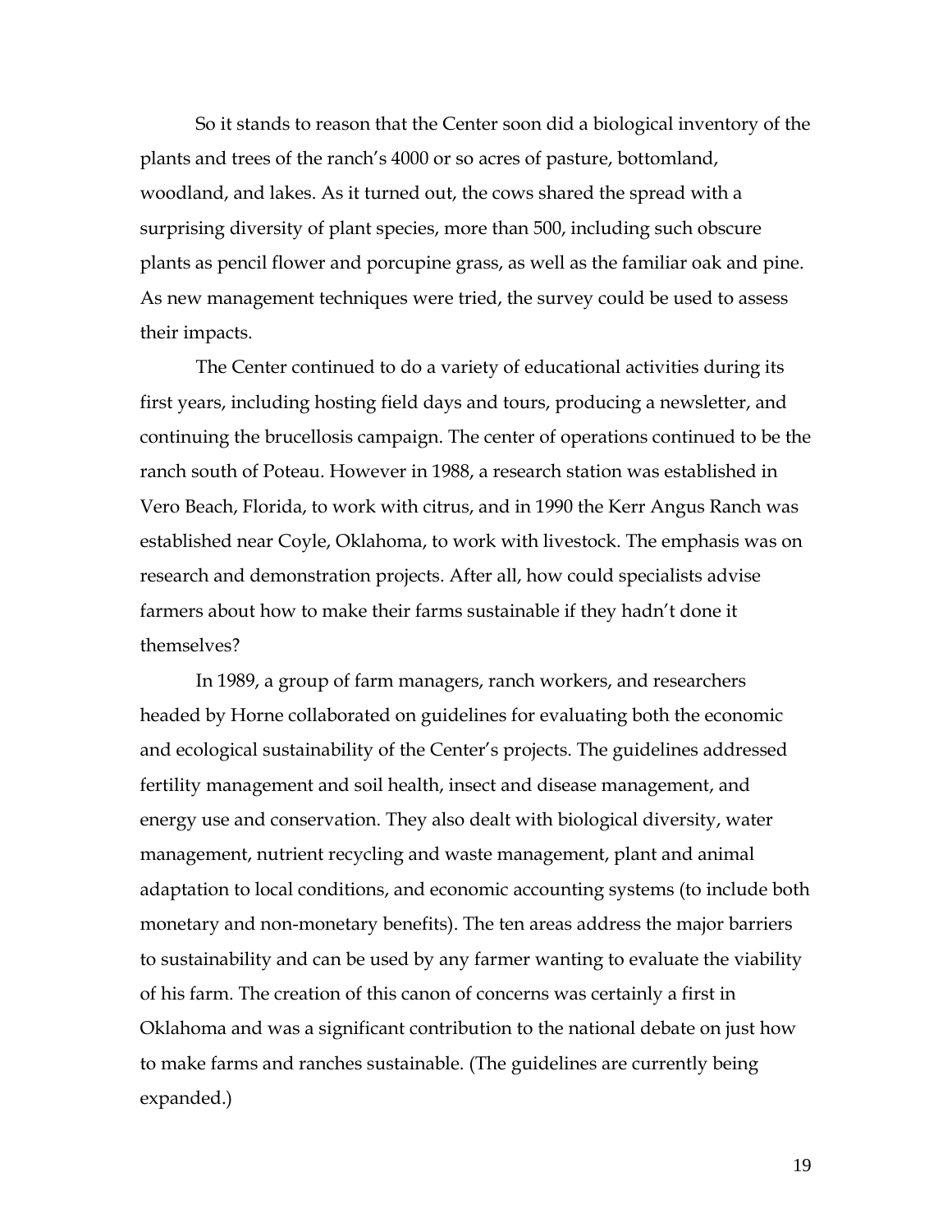So it stands to reason that the Center soon did a biological inventory of the plants and trees of the ranch's 4000 or so acres of pasture, bottomland, woodland, and lakes. As it turned out, the cows shared the spread with a surprising diversity of plant species, more than 500, including such obscure plants as pencil flower and porcupine grass, as well as the familiar oak and pine. As new management techniques were tried, the survey could be used to assess their impacts.

The Center continued to do a variety of educational activities during its first years, including hosting field days and tours, producing a newsletter, and continuing the brucellosis campaign. The center of operations continued to be the ranch south of Poteau. However in 1988, a research station was established in Vero Beach, Florida, to work with citrus, and in 1990 the Kerr Angus Ranch was established near Coyle, Oklahoma, to work with livestock. The emphasis was on research and demonstration projects. After all, how could specialists advise farmers about how to make their farms sustainable if they hadn't done it themselves?

In 1989, a group of farm managers, ranch workers, and researchers headed by Horne collaborated on guidelines for evaluating both the economic and ecological sustainability of the Center's projects. The guidelines addressed fertility management and soil health, insect and disease management, and energy use and conservation. They also dealt with biological diversity, water management, nutrient recycling and waste management, plant and animal adaptation to local conditions, and economic accounting systems (to include both monetary and non-monetary benefits). The ten areas address the major barriers to sustainability and can be used by any farmer wanting to evaluate the viability of his farm. The creation of this canon of concerns was certainly a first in Oklahoma and was a significant contribution to the national debate on just how to make farms and ranches sustainable. (The guidelines are currently being expanded.)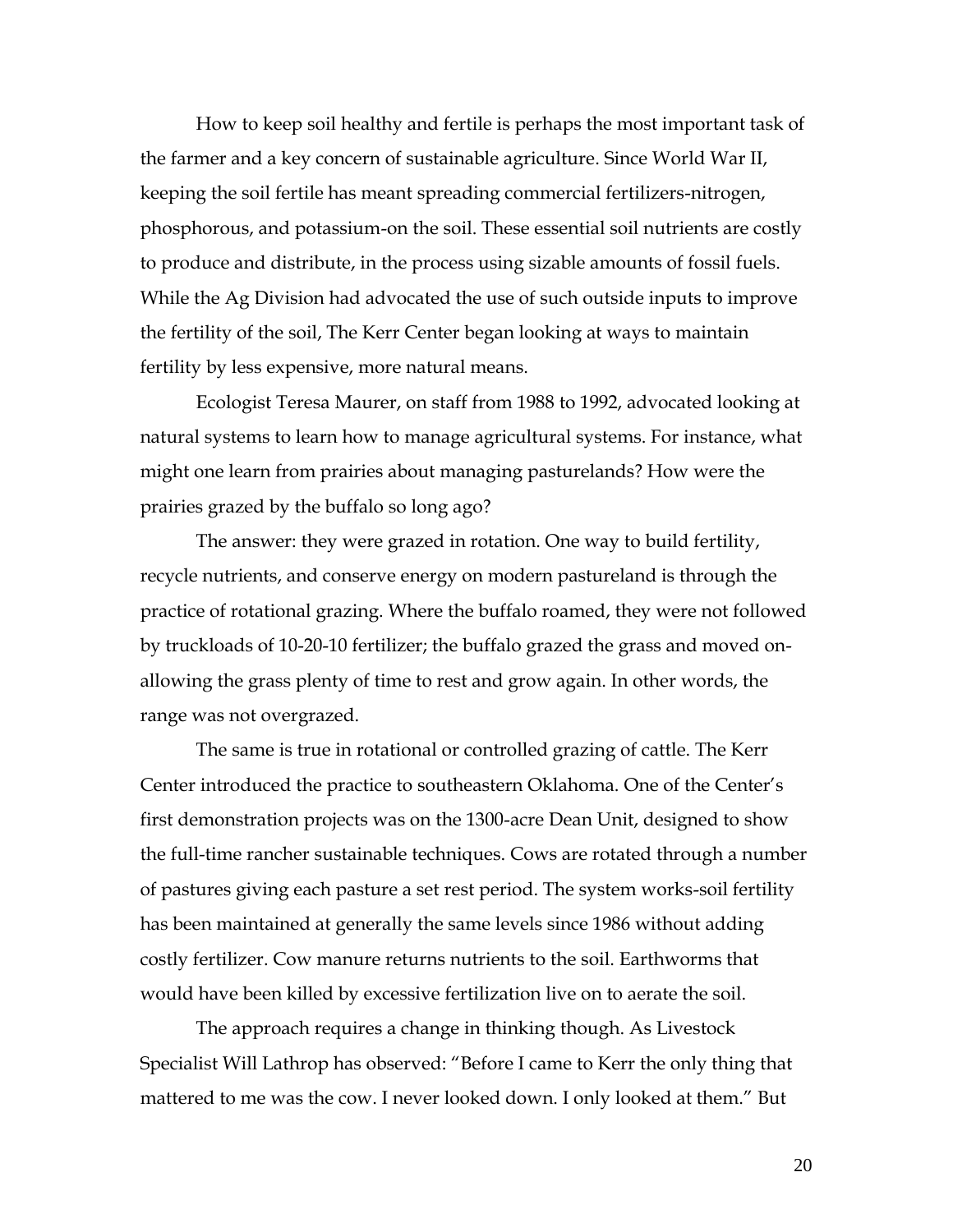How to keep soil healthy and fertile is perhaps the most important task of the farmer and a key concern of sustainable agriculture. Since World War II, keeping the soil fertile has meant spreading commercial fertilizers-nitrogen, phosphorous, and potassium-on the soil. These essential soil nutrients are costly to produce and distribute, in the process using sizable amounts of fossil fuels. While the Ag Division had advocated the use of such outside inputs to improve the fertility of the soil, The Kerr Center began looking at ways to maintain fertility by less expensive, more natural means.

Ecologist Teresa Maurer, on staff from 1988 to 1992, advocated looking at natural systems to learn how to manage agricultural systems. For instance, what might one learn from prairies about managing pasturelands? How were the prairies grazed by the buffalo so long ago?

The answer: they were grazed in rotation. One way to build fertility, recycle nutrients, and conserve energy on modern pastureland is through the practice of rotational grazing. Where the buffalo roamed, they were not followed by truckloads of 10-20-10 fertilizer; the buffalo grazed the grass and moved on-allowing the grass plenty of time to rest and grow again. In other words, the range was not overgrazed.

The same is true in rotational or controlled grazing of cattle. The Kerr Center introduced the practice to southeastern Oklahoma. One of the Center's first demonstration projects was on the 1300-acre Dean Unit, designed to show the full-time rancher sustainable techniques. Cows are rotated through a number of pastures giving each pasture a set rest period. The system works-soil fertility has been maintained at generally the same levels since 1986 without adding costly fertilizer. Cow manure returns nutrients to the soil. Earthworms that would have been killed by excessive fertilization live on to aerate the soil.

The approach requires a change in thinking though. As Livestock Specialist Will Lathrop has observed: "Before I came to Kerr the only thing that mattered to me was the cow. I never looked down. I only looked at them." But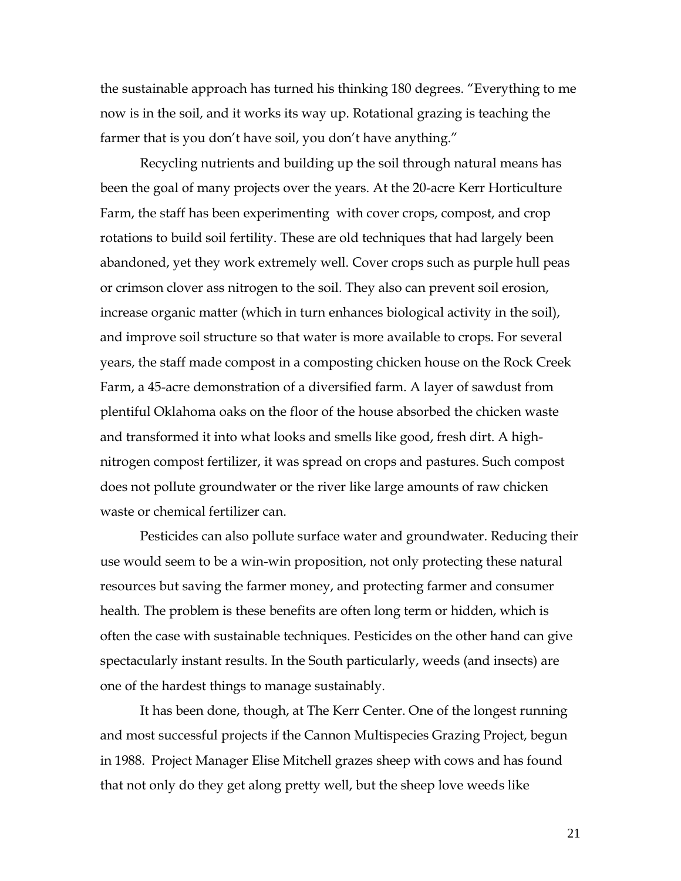the sustainable approach has turned his thinking 180 degrees. "Everything to me now is in the soil, and it works its way up. Rotational grazing is teaching the farmer that is you don't have soil, you don't have anything."

Recycling nutrients and building up the soil through natural means has been the goal of many projects over the years. At the 20-acre Kerr Horticulture Farm, the staff has been experimenting with cover crops, compost, and crop rotations to build soil fertility. These are old techniques that had largely been abandoned, yet they work extremely well. Cover crops such as purple hull peas or crimson clover ass nitrogen to the soil. They also can prevent soil erosion, increase organic matter (which in turn enhances biological activity in the soil), and improve soil structure so that water is more available to crops. For several years, the staff made compost in a composting chicken house on the Rock Creek Farm, a 45-acre demonstration of a diversified farm. A layer of sawdust from plentiful Oklahoma oaks on the floor of the house absorbed the chicken waste and transformed it into what looks and smells like good, fresh dirt. A high-nitrogen compost fertilizer, it was spread on crops and pastures. Such compost does not pollute groundwater or the river like large amounts of raw chicken waste or chemical fertilizer can.

Pesticides can also pollute surface water and groundwater. Reducing their use would seem to be a win-win proposition, not only protecting these natural resources but saving the farmer money, and protecting farmer and consumer health. The problem is these benefits are often long term or hidden, which is often the case with sustainable techniques. Pesticides on the other hand can give spectacularly instant results. In the South particularly, weeds (and insects) are one of the hardest things to manage sustainably.

It has been done, though, at The Kerr Center. One of the longest running and most successful projects if the Cannon Multispecies Grazing Project, begun in 1988. Project Manager Elise Mitchell grazes sheep with cows and has found that not only do they get along pretty well, but the sheep love weeds like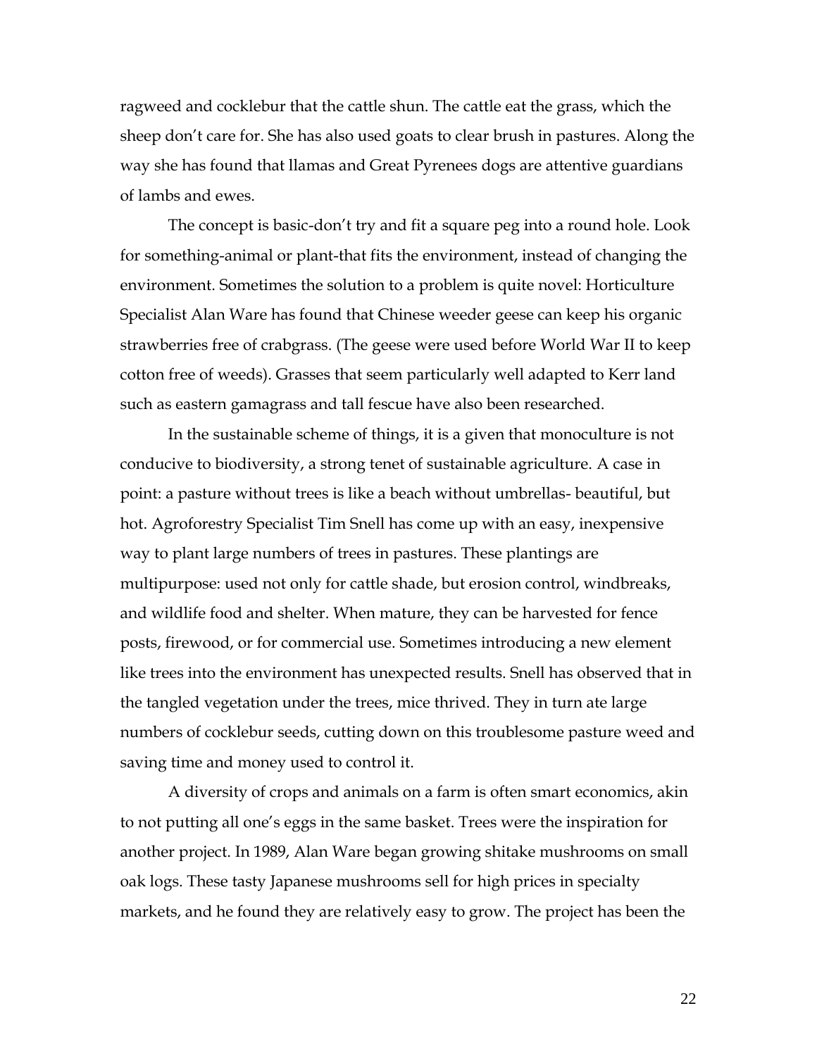ragweed and cocklebur that the cattle shun. The cattle eat the grass, which the sheep don't care for. She has also used goats to clear brush in pastures. Along the way she has found that llamas and Great Pyrenees dogs are attentive guardians of lambs and ewes.

The concept is basic-don't try and fit a square peg into a round hole. Look for something-animal or plant-that fits the environment, instead of changing the environment. Sometimes the solution to a problem is quite novel: Horticulture Specialist Alan Ware has found that Chinese weeder geese can keep his organic strawberries free of crabgrass. (The geese were used before World War II to keep cotton free of weeds). Grasses that seem particularly well adapted to Kerr land such as eastern gamagrass and tall fescue have also been researched.

In the sustainable scheme of things, it is a given that monoculture is not conducive to biodiversity, a strong tenet of sustainable agriculture. A case in point: a pasture without trees is like a beach without umbrellas- beautiful, but hot. Agroforestry Specialist Tim Snell has come up with an easy, inexpensive way to plant large numbers of trees in pastures. These plantings are multipurpose: used not only for cattle shade, but erosion control, windbreaks, and wildlife food and shelter. When mature, they can be harvested for fence posts, firewood, or for commercial use. Sometimes introducing a new element like trees into the environment has unexpected results. Snell has observed that in the tangled vegetation under the trees, mice thrived. They in turn ate large numbers of cocklebur seeds, cutting down on this troublesome pasture weed and saving time and money used to control it.

A diversity of crops and animals on a farm is often smart economics, akin to not putting all one's eggs in the same basket. Trees were the inspiration for another project. In 1989, Alan Ware began growing shitake mushrooms on small oak logs. These tasty Japanese mushrooms sell for high prices in specialty markets, and he found they are relatively easy to grow. The project has been the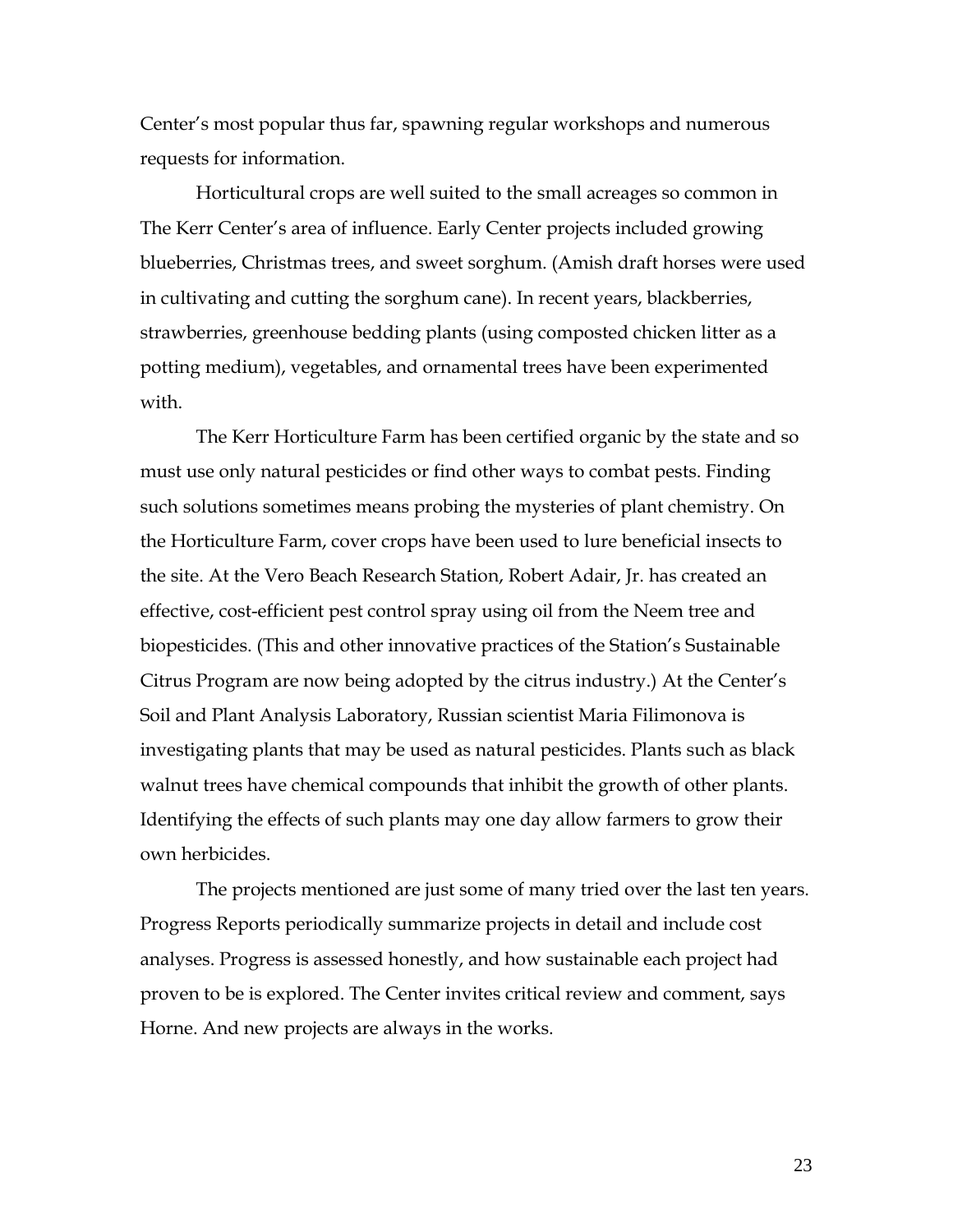Center's most popular thus far, spawning regular workshops and numerous requests for information.

Horticultural crops are well suited to the small acreages so common in The Kerr Center's area of influence. Early Center projects included growing blueberries, Christmas trees, and sweet sorghum. (Amish draft horses were used in cultivating and cutting the sorghum cane). In recent years, blackberries, strawberries, greenhouse bedding plants (using composted chicken litter as a potting medium), vegetables, and ornamental trees have been experimented with.

The Kerr Horticulture Farm has been certified organic by the state and so must use only natural pesticides or find other ways to combat pests. Finding such solutions sometimes means probing the mysteries of plant chemistry. On the Horticulture Farm, cover crops have been used to lure beneficial insects to the site. At the Vero Beach Research Station, Robert Adair, Jr. has created an effective, cost-efficient pest control spray using oil from the Neem tree and biopesticides. (This and other innovative practices of the Station's Sustainable Citrus Program are now being adopted by the citrus industry.) At the Center's Soil and Plant Analysis Laboratory, Russian scientist Maria Filimonova is investigating plants that may be used as natural pesticides. Plants such as black walnut trees have chemical compounds that inhibit the growth of other plants. Identifying the effects of such plants may one day allow farmers to grow their own herbicides.

The projects mentioned are just some of many tried over the last ten years. Progress Reports periodically summarize projects in detail and include cost analyses. Progress is assessed honestly, and how sustainable each project had proven to be is explored. The Center invites critical review and comment, says Horne. And new projects are always in the works.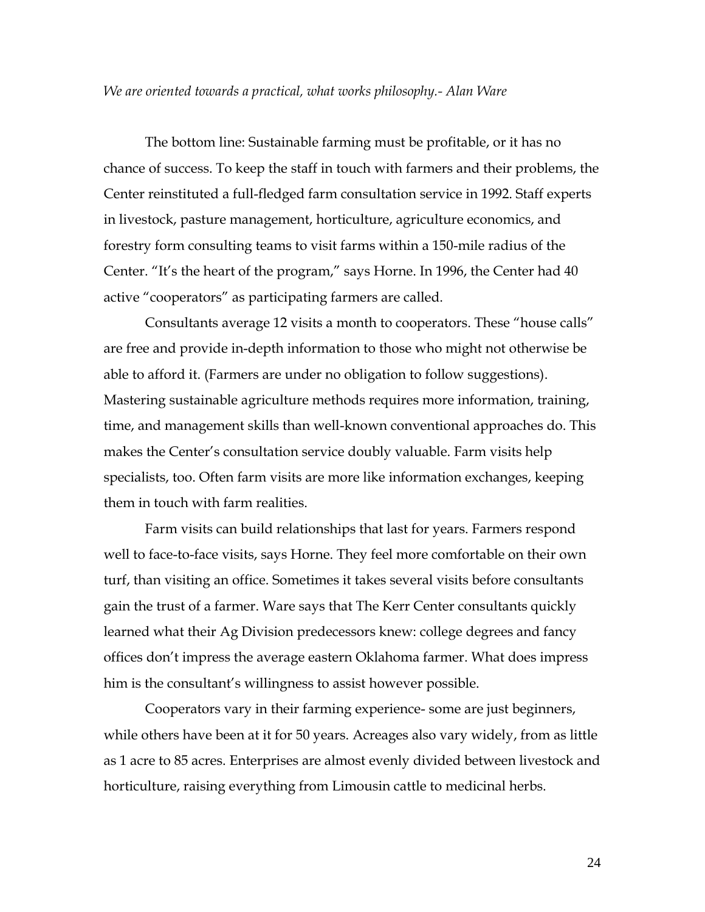*We are oriented towards a practical, what works philosophy.- Alan Ware*

The bottom line: Sustainable farming must be profitable, or it has no chance of success. To keep the staff in touch with farmers and their problems, the Center reinstituted a full-fledged farm consultation service in 1992. Staff experts in livestock, pasture management, horticulture, agriculture economics, and forestry form consulting teams to visit farms within a 150-mile radius of the Center. "It's the heart of the program," says Horne. In 1996, the Center had 40 active "cooperators" as participating farmers are called.

Consultants average 12 visits a month to cooperators. These "house calls" are free and provide in-depth information to those who might not otherwise be able to afford it. (Farmers are under no obligation to follow suggestions). Mastering sustainable agriculture methods requires more information, training, time, and management skills than well-known conventional approaches do. This makes the Center's consultation service doubly valuable. Farm visits help specialists, too. Often farm visits are more like information exchanges, keeping them in touch with farm realities.

Farm visits can build relationships that last for years. Farmers respond well to face-to-face visits, says Horne. They feel more comfortable on their own turf, than visiting an office. Sometimes it takes several visits before consultants gain the trust of a farmer. Ware says that The Kerr Center consultants quickly learned what their Ag Division predecessors knew: college degrees and fancy offices don't impress the average eastern Oklahoma farmer. What does impress him is the consultant's willingness to assist however possible.

Cooperators vary in their farming experience- some are just beginners, while others have been at it for 50 years. Acreages also vary widely, from as little as 1 acre to 85 acres. Enterprises are almost evenly divided between livestock and horticulture, raising everything from Limousin cattle to medicinal herbs.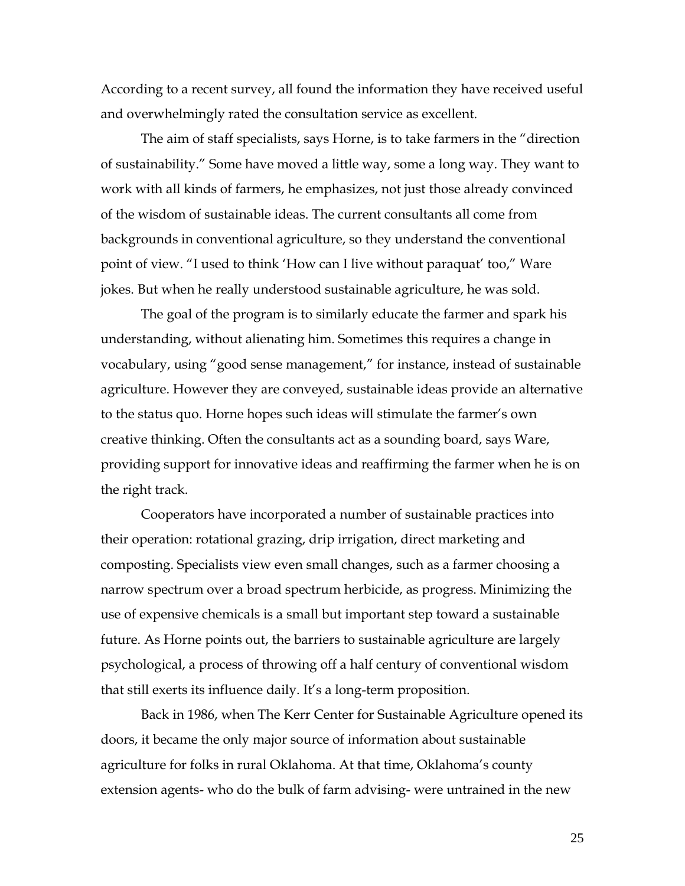According to a recent survey, all found the information they have received useful and overwhelmingly rated the consultation service as excellent.

The aim of staff specialists, says Horne, is to take farmers in the "direction of sustainability." Some have moved a little way, some a long way. They want to work with all kinds of farmers, he emphasizes, not just those already convinced of the wisdom of sustainable ideas. The current consultants all come from backgrounds in conventional agriculture, so they understand the conventional point of view. "I used to think 'How can I live without paraquat' too," Ware jokes. But when he really understood sustainable agriculture, he was sold.

The goal of the program is to similarly educate the farmer and spark his understanding, without alienating him. Sometimes this requires a change in vocabulary, using "good sense management," for instance, instead of sustainable agriculture. However they are conveyed, sustainable ideas provide an alternative to the status quo. Horne hopes such ideas will stimulate the farmer's own creative thinking. Often the consultants act as a sounding board, says Ware, providing support for innovative ideas and reaffirming the farmer when he is on the right track.

Cooperators have incorporated a number of sustainable practices into their operation: rotational grazing, drip irrigation, direct marketing and composting. Specialists view even small changes, such as a farmer choosing a narrow spectrum over a broad spectrum herbicide, as progress. Minimizing the use of expensive chemicals is a small but important step toward a sustainable future. As Horne points out, the barriers to sustainable agriculture are largely psychological, a process of throwing off a half century of conventional wisdom that still exerts its influence daily. It's a long-term proposition.

Back in 1986, when The Kerr Center for Sustainable Agriculture opened its doors, it became the only major source of information about sustainable agriculture for folks in rural Oklahoma. At that time, Oklahoma's county extension agents- who do the bulk of farm advising- were untrained in the new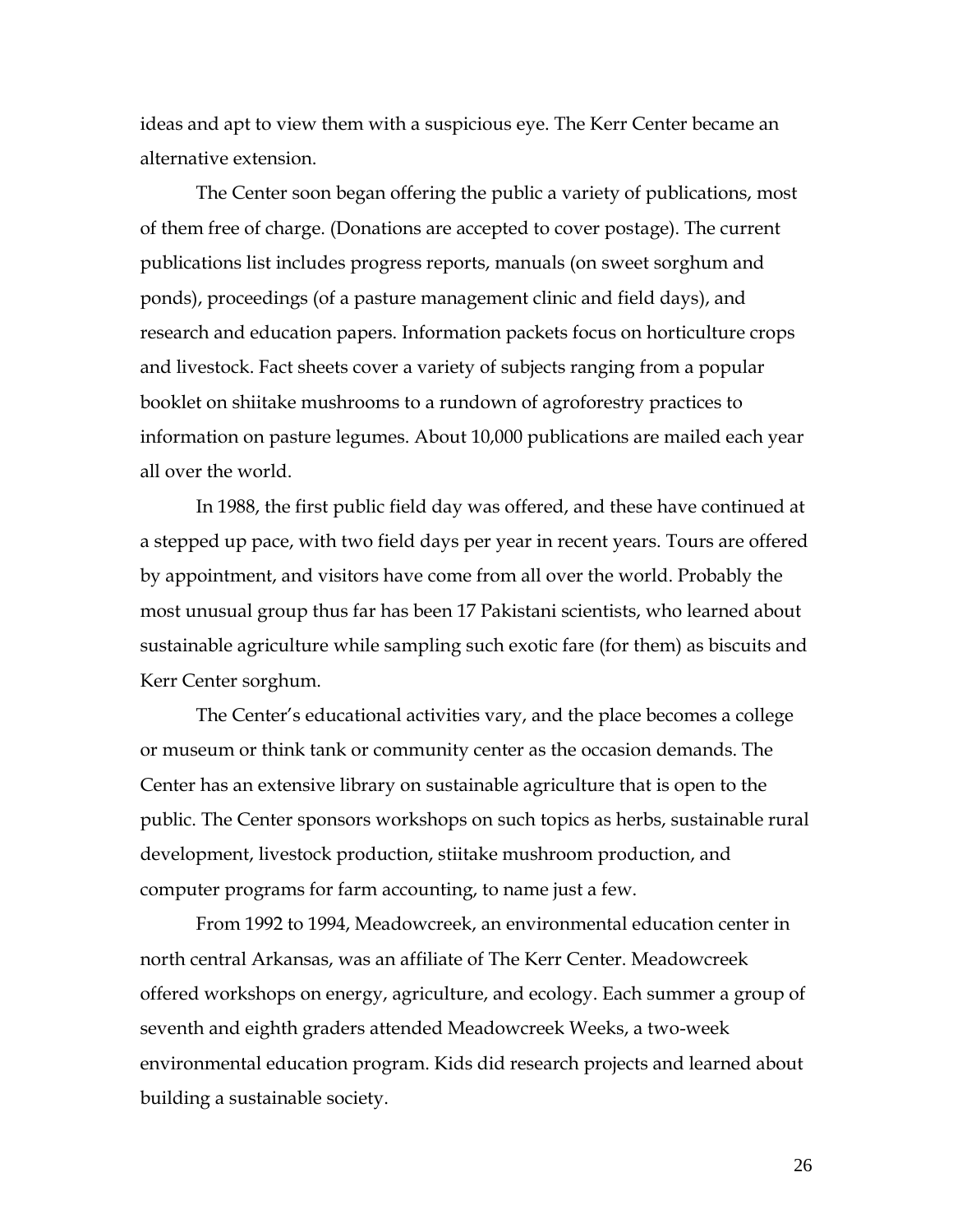ideas and apt to view them with a suspicious eye. The Kerr Center became an alternative extension.

The Center soon began offering the public a variety of publications, most of them free of charge. (Donations are accepted to cover postage). The current publications list includes progress reports, manuals (on sweet sorghum and ponds), proceedings (of a pasture management clinic and field days), and research and education papers. Information packets focus on horticulture crops and livestock. Fact sheets cover a variety of subjects ranging from a popular booklet on shiitake mushrooms to a rundown of agroforestry practices to information on pasture legumes. About 10,000 publications are mailed each year all over the world.

In 1988, the first public field day was offered, and these have continued at a stepped up pace, with two field days per year in recent years. Tours are offered by appointment, and visitors have come from all over the world. Probably the most unusual group thus far has been 17 Pakistani scientists, who learned about sustainable agriculture while sampling such exotic fare (for them) as biscuits and Kerr Center sorghum.

The Center's educational activities vary, and the place becomes a college or museum or think tank or community center as the occasion demands. The Center has an extensive library on sustainable agriculture that is open to the public. The Center sponsors workshops on such topics as herbs, sustainable rural development, livestock production, stiitake mushroom production, and computer programs for farm accounting, to name just a few.

From 1992 to 1994, Meadowcreek, an environmental education center in north central Arkansas, was an affiliate of The Kerr Center. Meadowcreek offered workshops on energy, agriculture, and ecology. Each summer a group of seventh and eighth graders attended Meadowcreek Weeks, a two-week environmental education program. Kids did research projects and learned about building a sustainable society.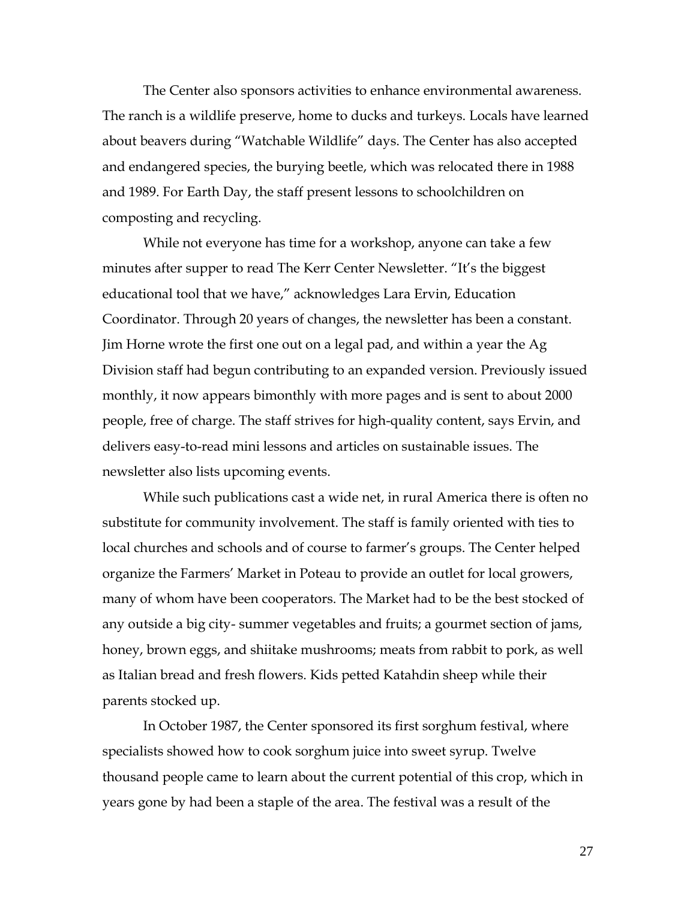The Center also sponsors activities to enhance environmental awareness. The ranch is a wildlife preserve, home to ducks and turkeys. Locals have learned about beavers during "Watchable Wildlife" days. The Center has also accepted and endangered species, the burying beetle, which was relocated there in 1988 and 1989. For Earth Day, the staff present lessons to schoolchildren on composting and recycling.

While not everyone has time for a workshop, anyone can take a few minutes after supper to read The Kerr Center Newsletter. "It's the biggest educational tool that we have," acknowledges Lara Ervin, Education Coordinator. Through 20 years of changes, the newsletter has been a constant. Jim Horne wrote the first one out on a legal pad, and within a year the Ag Division staff had begun contributing to an expanded version. Previously issued monthly, it now appears bimonthly with more pages and is sent to about 2000 people, free of charge. The staff strives for high-quality content, says Ervin, and delivers easy-to-read mini lessons and articles on sustainable issues. The newsletter also lists upcoming events.

While such publications cast a wide net, in rural America there is often no substitute for community involvement. The staff is family oriented with ties to local churches and schools and of course to farmer's groups. The Center helped organize the Farmers' Market in Poteau to provide an outlet for local growers, many of whom have been cooperators. The Market had to be the best stocked of any outside a big city- summer vegetables and fruits; a gourmet section of jams, honey, brown eggs, and shiitake mushrooms; meats from rabbit to pork, as well as Italian bread and fresh flowers. Kids petted Katahdin sheep while their parents stocked up.

In October 1987, the Center sponsored its first sorghum festival, where specialists showed how to cook sorghum juice into sweet syrup. Twelve thousand people came to learn about the current potential of this crop, which in years gone by had been a staple of the area. The festival was a result of the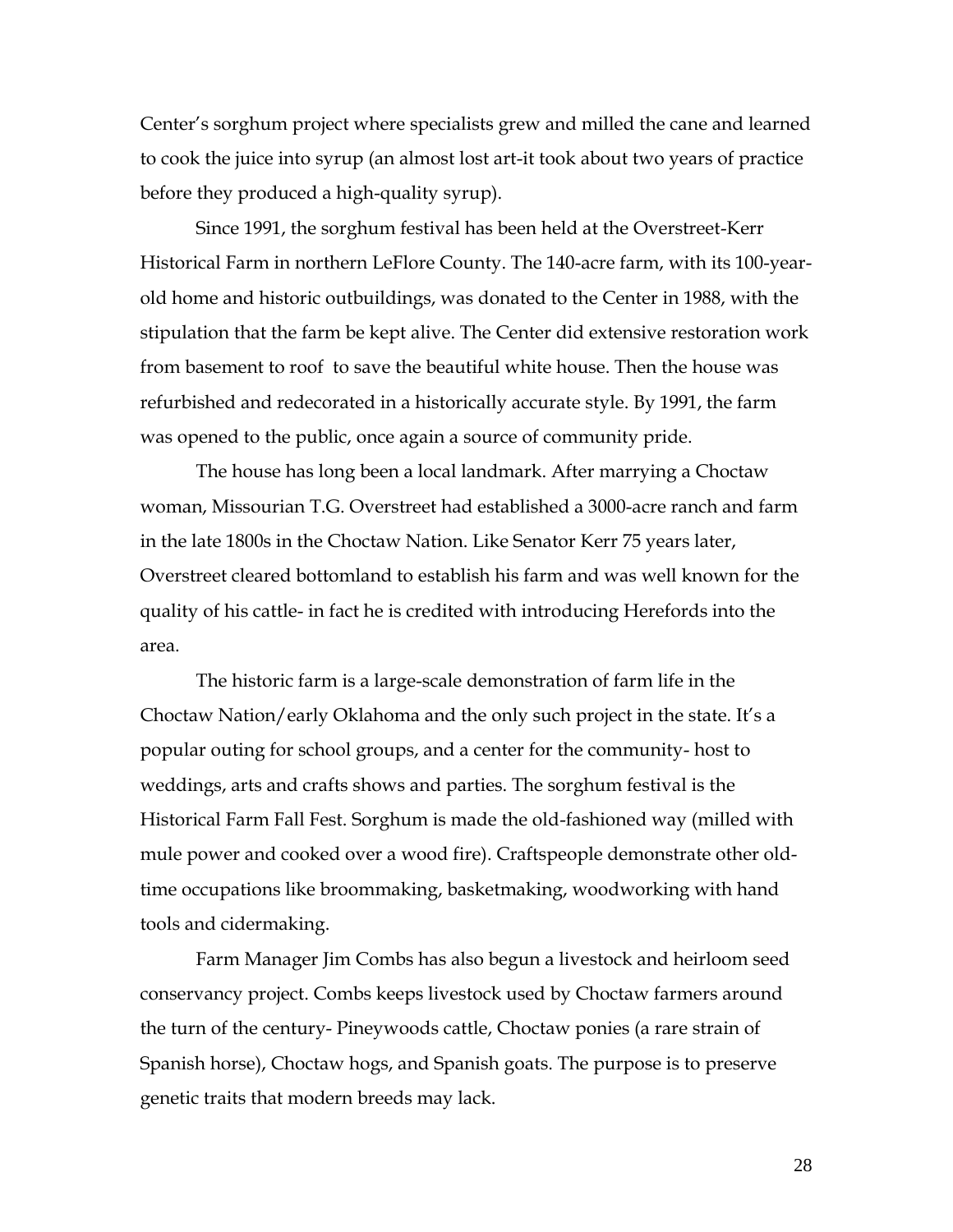Center's sorghum project where specialists grew and milled the cane and learned to cook the juice into syrup (an almost lost art-it took about two years of practice before they produced a high-quality syrup).

Since 1991, the sorghum festival has been held at the Overstreet-Kerr Historical Farm in northern LeFlore County. The 140-acre farm, with its 100-year-old home and historic outbuildings, was donated to the Center in 1988, with the stipulation that the farm be kept alive. The Center did extensive restoration work from basement to roof to save the beautiful white house. Then the house was refurbished and redecorated in a historically accurate style. By 1991, the farm was opened to the public, once again a source of community pride.

The house has long been a local landmark. After marrying a Choctaw woman, Missourian T.G. Overstreet had established a 3000-acre ranch and farm in the late 1800s in the Choctaw Nation. Like Senator Kerr 75 years later, Overstreet cleared bottomland to establish his farm and was well known for the quality of his cattle- in fact he is credited with introducing Herefords into the area.

The historic farm is a large-scale demonstration of farm life in the Choctaw Nation/early Oklahoma and the only such project in the state. It's a popular outing for school groups, and a center for the community- host to weddings, arts and crafts shows and parties. The sorghum festival is the Historical Farm Fall Fest. Sorghum is made the old-fashioned way (milled with mule power and cooked over a wood fire). Craftspeople demonstrate other old-time occupations like broommaking, basketmaking, woodworking with hand tools and cidermaking.

Farm Manager Jim Combs has also begun a livestock and heirloom seed conservancy project. Combs keeps livestock used by Choctaw farmers around the turn of the century- Pineywoods cattle, Choctaw ponies (a rare strain of Spanish horse), Choctaw hogs, and Spanish goats. The purpose is to preserve genetic traits that modern breeds may lack.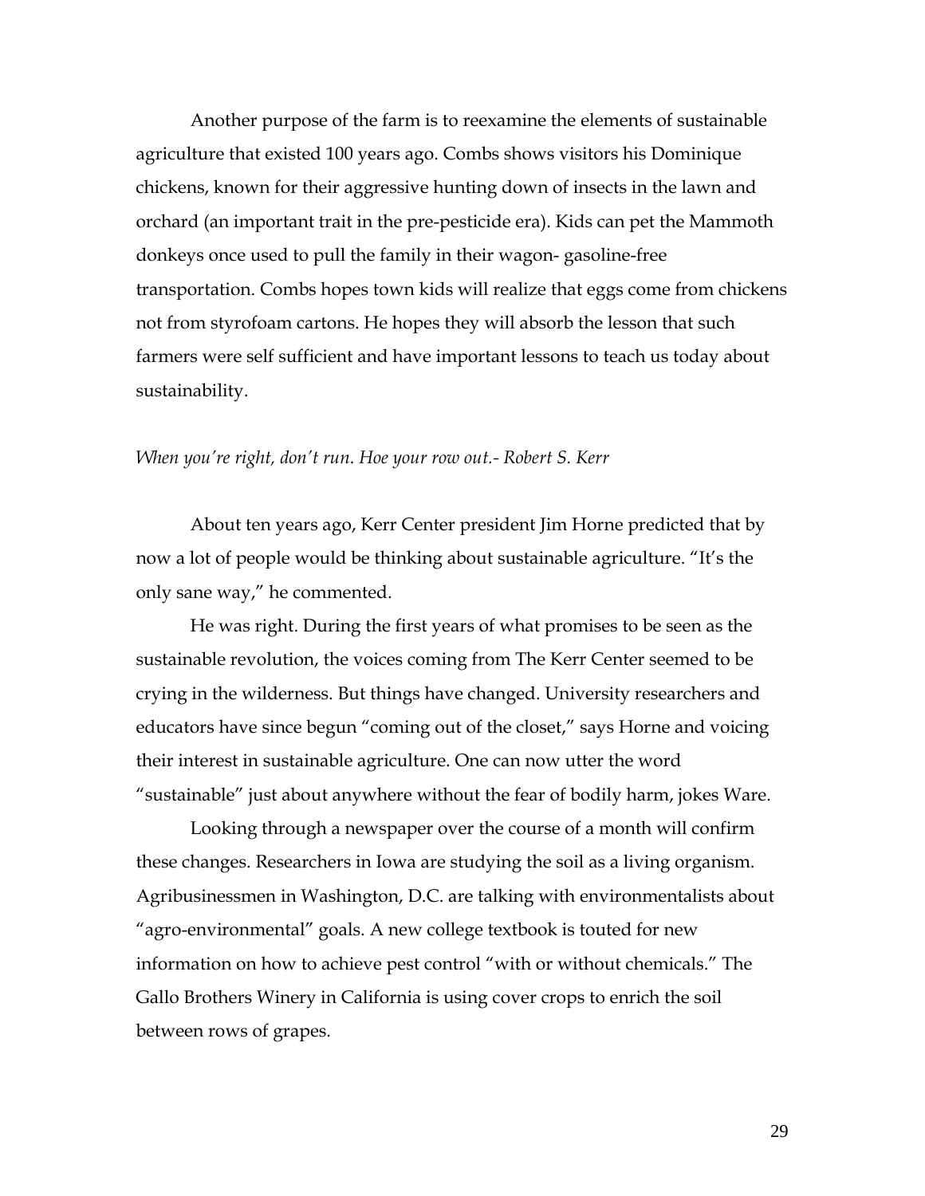Another purpose of the farm is to reexamine the elements of sustainable agriculture that existed 100 years ago. Combs shows visitors his Dominique chickens, known for their aggressive hunting down of insects in the lawn and orchard (an important trait in the pre-pesticide era). Kids can pet the Mammoth donkeys once used to pull the family in their wagon- gasoline-free transportation. Combs hopes town kids will realize that eggs come from chickens not from styrofoam cartons. He hopes they will absorb the lesson that such farmers were self sufficient and have important lessons to teach us today about sustainability.

*When you're right, don't run. Hoe your row out.- Robert S. Kerr*

About ten years ago, Kerr Center president Jim Horne predicted that by now a lot of people would be thinking about sustainable agriculture. "It's the only sane way," he commented.

He was right. During the first years of what promises to be seen as the sustainable revolution, the voices coming from The Kerr Center seemed to be crying in the wilderness. But things have changed. University researchers and educators have since begun "coming out of the closet," says Horne and voicing their interest in sustainable agriculture. One can now utter the word "sustainable" just about anywhere without the fear of bodily harm, jokes Ware.

Looking through a newspaper over the course of a month will confirm these changes. Researchers in Iowa are studying the soil as a living organism. Agribusinessmen in Washington, D.C. are talking with environmentalists about "agro-environmental" goals. A new college textbook is touted for new information on how to achieve pest control "with or without chemicals." The Gallo Brothers Winery in California is using cover crops to enrich the soil between rows of grapes.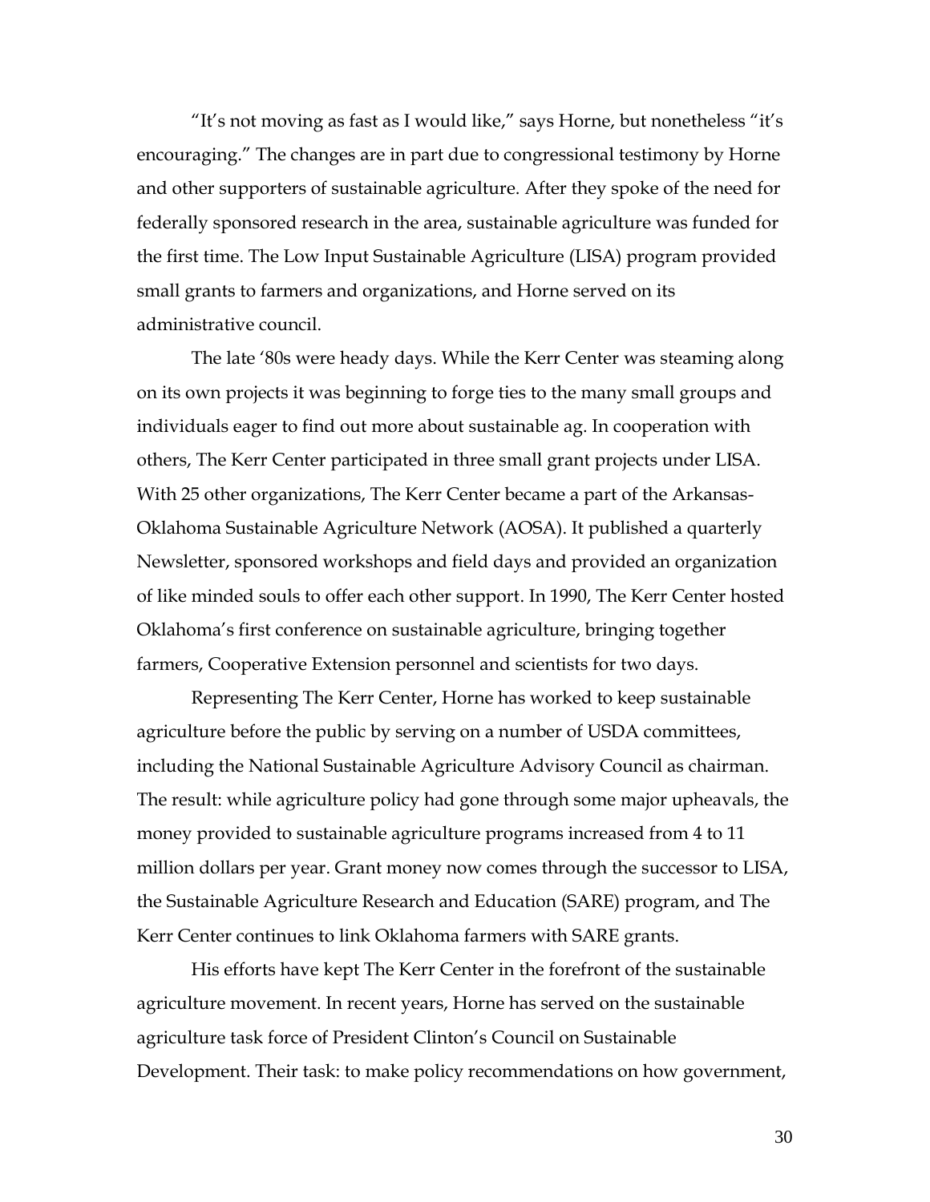"It's not moving as fast as I would like," says Horne, but nonetheless "it's encouraging." The changes are in part due to congressional testimony by Horne and other supporters of sustainable agriculture. After they spoke of the need for federally sponsored research in the area, sustainable agriculture was funded for the first time. The Low Input Sustainable Agriculture (LISA) program provided small grants to farmers and organizations, and Horne served on its administrative council.

The late '80s were heady days. While the Kerr Center was steaming along on its own projects it was beginning to forge ties to the many small groups and individuals eager to find out more about sustainable ag. In cooperation with others, The Kerr Center participated in three small grant projects under LISA. With 25 other organizations, The Kerr Center became a part of the Arkansas-Oklahoma Sustainable Agriculture Network (AOSA). It published a quarterly Newsletter, sponsored workshops and field days and provided an organization of like minded souls to offer each other support. In 1990, The Kerr Center hosted Oklahoma's first conference on sustainable agriculture, bringing together farmers, Cooperative Extension personnel and scientists for two days.

Representing The Kerr Center, Horne has worked to keep sustainable agriculture before the public by serving on a number of USDA committees, including the National Sustainable Agriculture Advisory Council as chairman. The result: while agriculture policy had gone through some major upheavals, the money provided to sustainable agriculture programs increased from 4 to 11 million dollars per year. Grant money now comes through the successor to LISA, the Sustainable Agriculture Research and Education (SARE) program, and The Kerr Center continues to link Oklahoma farmers with SARE grants.

His efforts have kept The Kerr Center in the forefront of the sustainable agriculture movement. In recent years, Horne has served on the sustainable agriculture task force of President Clinton's Council on Sustainable Development. Their task: to make policy recommendations on how government,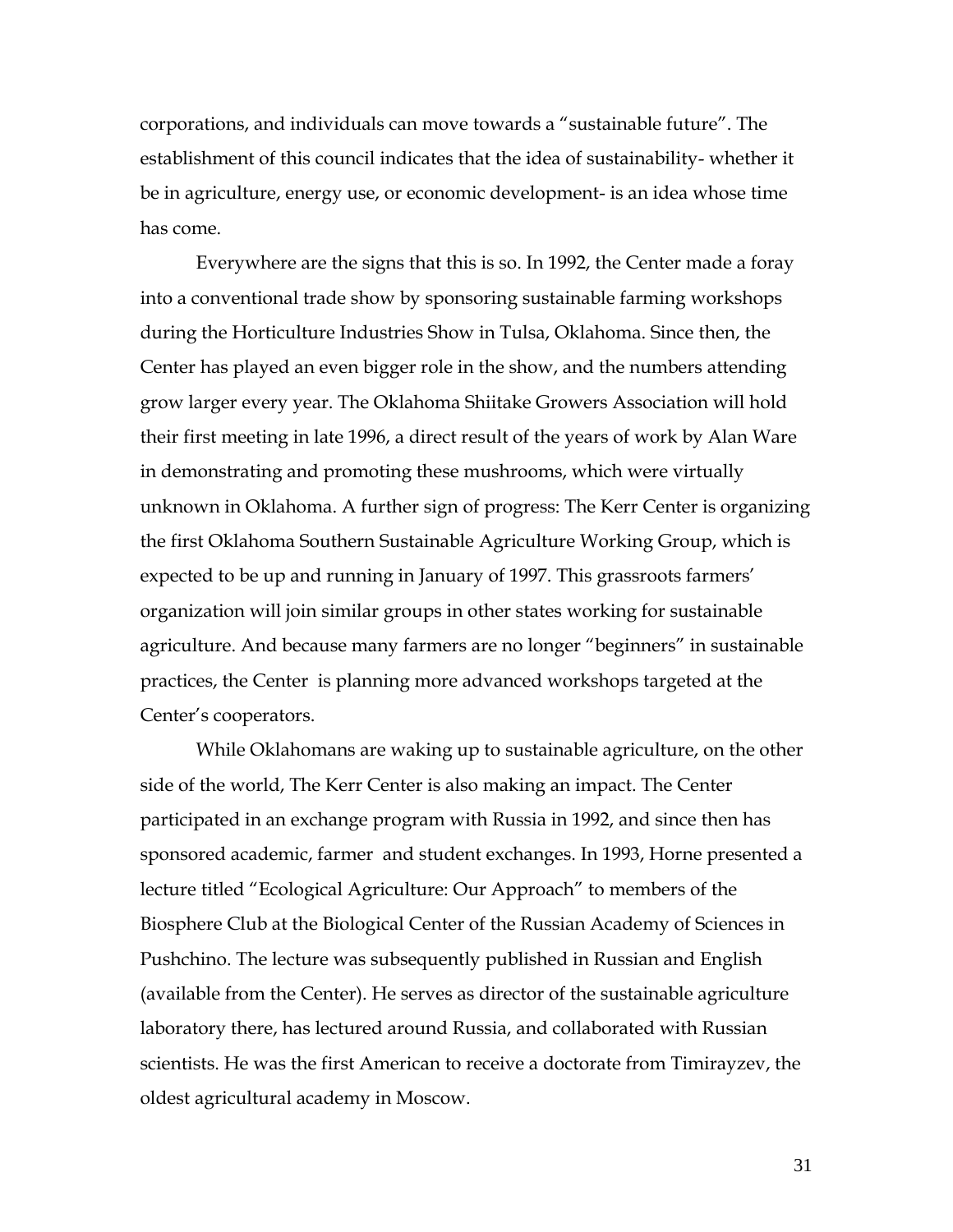corporations, and individuals can move towards a "sustainable future". The establishment of this council indicates that the idea of sustainability- whether it be in agriculture, energy use, or economic development- is an idea whose time has come.

Everywhere are the signs that this is so. In 1992, the Center made a foray into a conventional trade show by sponsoring sustainable farming workshops during the Horticulture Industries Show in Tulsa, Oklahoma. Since then, the Center has played an even bigger role in the show, and the numbers attending grow larger every year. The Oklahoma Shiitake Growers Association will hold their first meeting in late 1996, a direct result of the years of work by Alan Ware in demonstrating and promoting these mushrooms, which were virtually unknown in Oklahoma. A further sign of progress: The Kerr Center is organizing the first Oklahoma Southern Sustainable Agriculture Working Group, which is expected to be up and running in January of 1997. This grassroots farmers' organization will join similar groups in other states working for sustainable agriculture. And because many farmers are no longer "beginners" in sustainable practices, the Center is planning more advanced workshops targeted at the Center's cooperators.

While Oklahomans are waking up to sustainable agriculture, on the other side of the world, The Kerr Center is also making an impact. The Center participated in an exchange program with Russia in 1992, and since then has sponsored academic, farmer and student exchanges. In 1993, Horne presented a lecture titled "Ecological Agriculture: Our Approach" to members of the Biosphere Club at the Biological Center of the Russian Academy of Sciences in Pushchino. The lecture was subsequently published in Russian and English (available from the Center). He serves as director of the sustainable agriculture laboratory there, has lectured around Russia, and collaborated with Russian scientists. He was the first American to receive a doctorate from Timirayzev, the oldest agricultural academy in Moscow.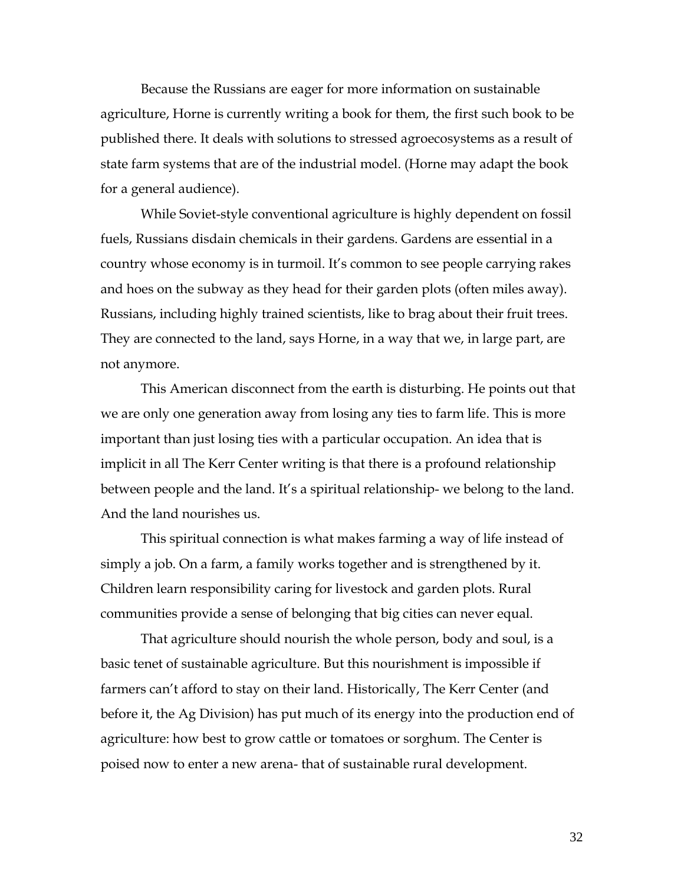Because the Russians are eager for more information on sustainable agriculture, Horne is currently writing a book for them, the first such book to be published there. It deals with solutions to stressed agroecosystems as a result of state farm systems that are of the industrial model. (Horne may adapt the book for a general audience).

While Soviet-style conventional agriculture is highly dependent on fossil fuels, Russians disdain chemicals in their gardens. Gardens are essential in a country whose economy is in turmoil. It's common to see people carrying rakes and hoes on the subway as they head for their garden plots (often miles away). Russians, including highly trained scientists, like to brag about their fruit trees. They are connected to the land, says Horne, in a way that we, in large part, are not anymore.

This American disconnect from the earth is disturbing. He points out that we are only one generation away from losing any ties to farm life. This is more important than just losing ties with a particular occupation. An idea that is implicit in all The Kerr Center writing is that there is a profound relationship between people and the land. It's a spiritual relationship- we belong to the land. And the land nourishes us.

This spiritual connection is what makes farming a way of life instead of simply a job. On a farm, a family works together and is strengthened by it. Children learn responsibility caring for livestock and garden plots. Rural communities provide a sense of belonging that big cities can never equal.

That agriculture should nourish the whole person, body and soul, is a basic tenet of sustainable agriculture. But this nourishment is impossible if farmers can't afford to stay on their land. Historically, The Kerr Center (and before it, the Ag Division) has put much of its energy into the production end of agriculture: how best to grow cattle or tomatoes or sorghum. The Center is poised now to enter a new arena- that of sustainable rural development.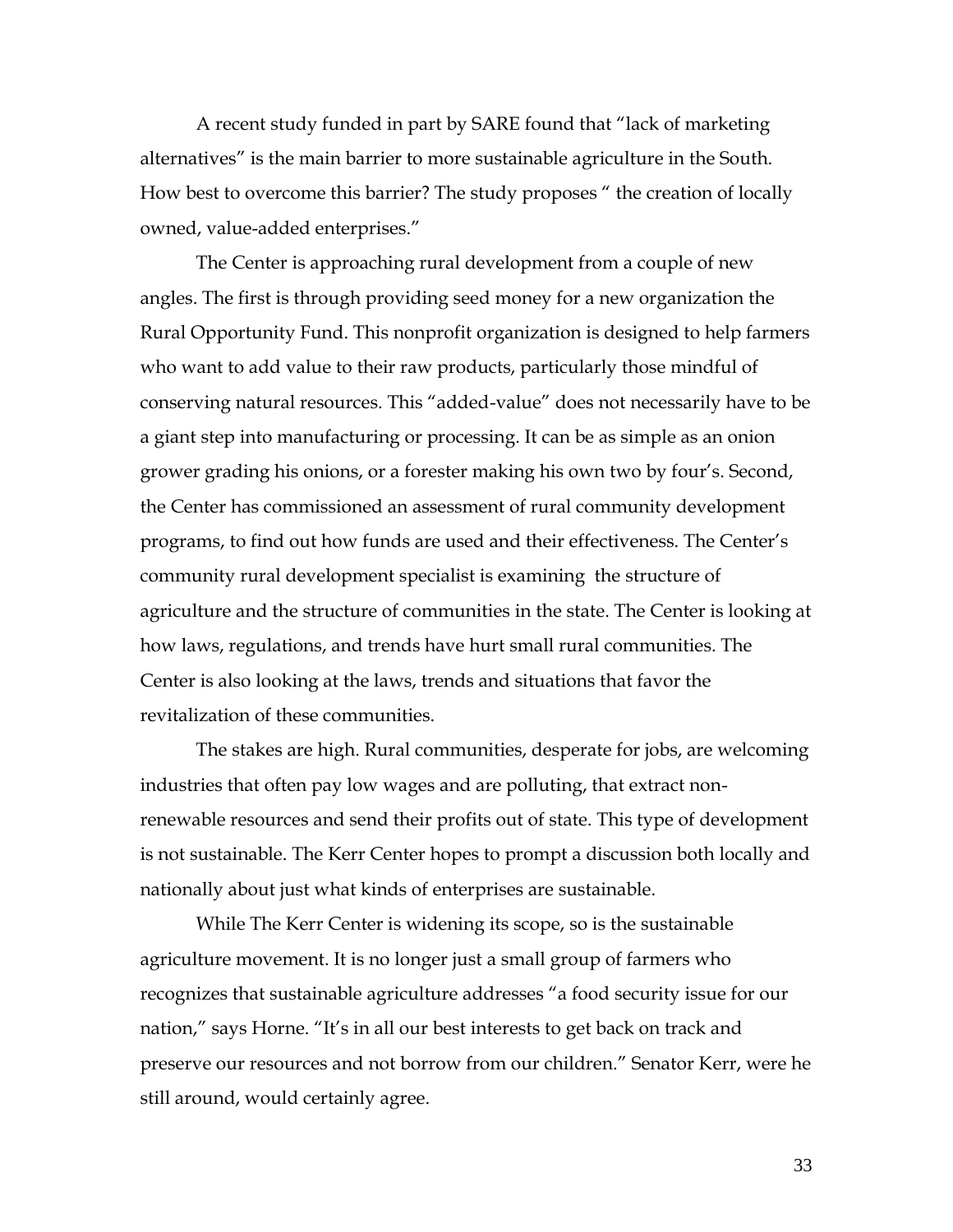A recent study funded in part by SARE found that "lack of marketing alternatives" is the main barrier to more sustainable agriculture in the South. How best to overcome this barrier? The study proposes " the creation of locally owned, value-added enterprises."

The Center is approaching rural development from a couple of new angles. The first is through providing seed money for a new organization the Rural Opportunity Fund. This nonprofit organization is designed to help farmers who want to add value to their raw products, particularly those mindful of conserving natural resources. This "added-value" does not necessarily have to be a giant step into manufacturing or processing. It can be as simple as an onion grower grading his onions, or a forester making his own two by four's. Second, the Center has commissioned an assessment of rural community development programs, to find out how funds are used and their effectiveness. The Center's community rural development specialist is examining the structure of agriculture and the structure of communities in the state. The Center is looking at how laws, regulations, and trends have hurt small rural communities. The Center is also looking at the laws, trends and situations that favor the revitalization of these communities.

The stakes are high. Rural communities, desperate for jobs, are welcoming industries that often pay low wages and are polluting, that extract non-renewable resources and send their profits out of state. This type of development is not sustainable. The Kerr Center hopes to prompt a discussion both locally and nationally about just what kinds of enterprises are sustainable.

While The Kerr Center is widening its scope, so is the sustainable agriculture movement. It is no longer just a small group of farmers who recognizes that sustainable agriculture addresses "a food security issue for our nation," says Horne. "It's in all our best interests to get back on track and preserve our resources and not borrow from our children." Senator Kerr, were he still around, would certainly agree.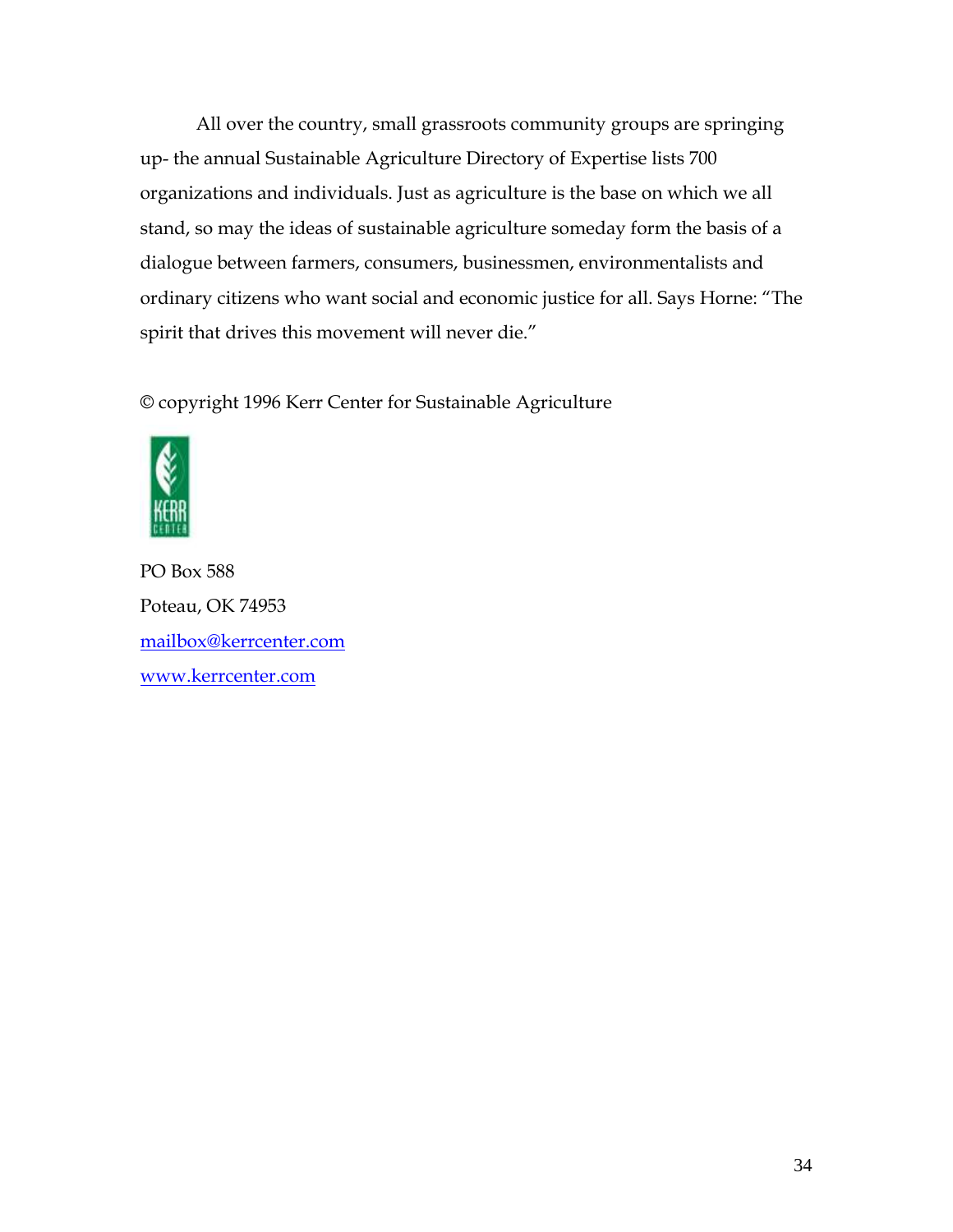All over the country, small grassroots community groups are springing up- the annual Sustainable Agriculture Directory of Expertise lists 700 organizations and individuals. Just as agriculture is the base on which we all stand, so may the ideas of sustainable agriculture someday form the basis of a dialogue between farmers, consumers, businessmen, environmentalists and ordinary citizens who want social and economic justice for all. Says Horne: "The spirit that drives this movement will never die."

© copyright 1996 Kerr Center for Sustainable Agriculture

PO Box 588
Poteau, OK 74953
mailbox@kerrcenter.com
www.kerrcenter.com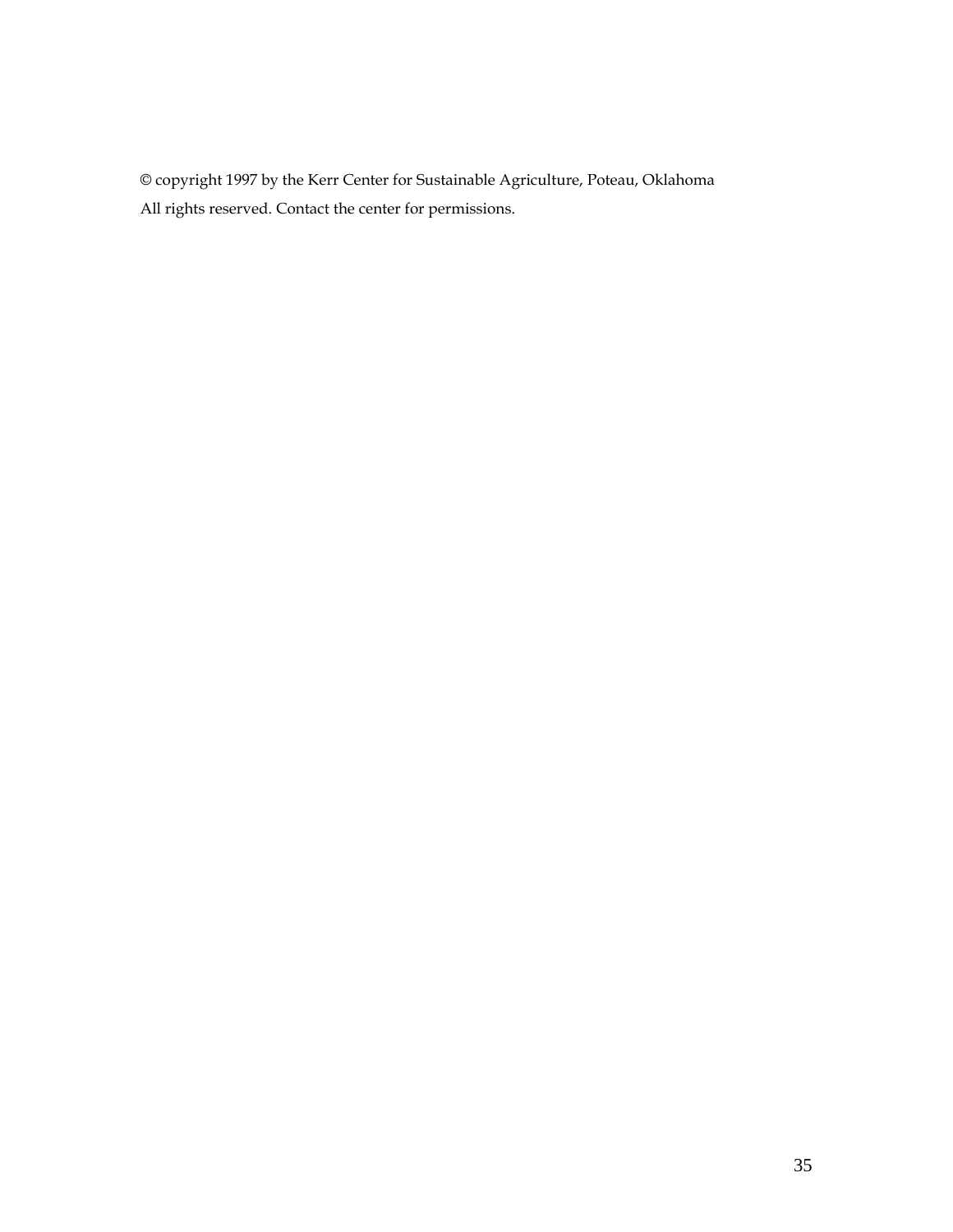© copyright 1997 by the Kerr Center for Sustainable Agriculture, Poteau, Oklahoma

All rights reserved. Contact the center for permissions.